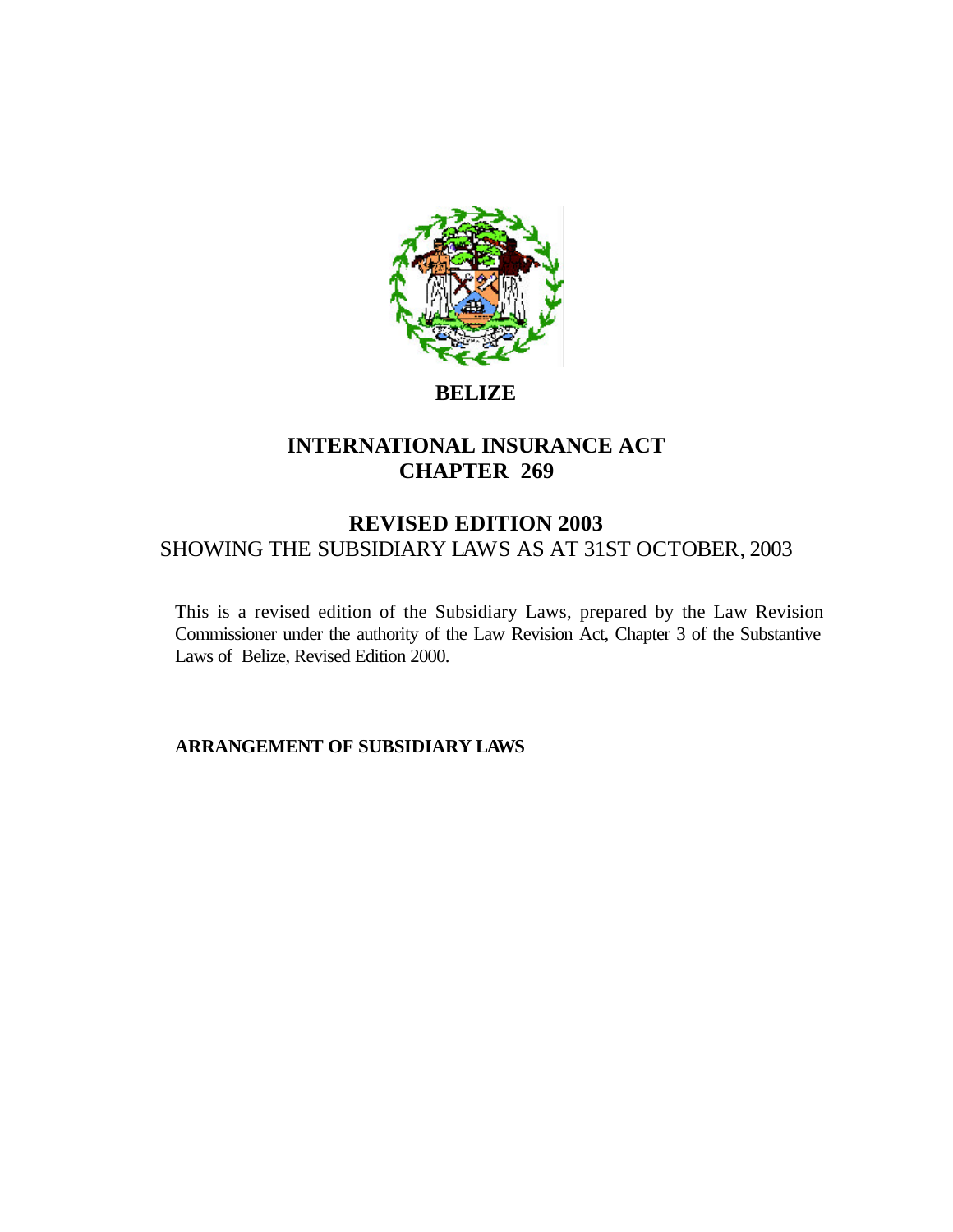# BELIZE

## INTERNATIONAL INSURANCE ACT
## CHAPTER 269

## REVISED EDITION 2003

SHOWING THE SUBSIDIARY LAWS AS AT 31ST OCTOBER, 2003

This is a revised edition of the Subsidiary Laws, prepared by the Law Revision Commissioner under the authority of the Law Revision Act, Chapter 3 of the Substantive Laws of Belize, Revised Edition 2000.

**ARRANGEMENT OF SUBSIDIARY LAWS**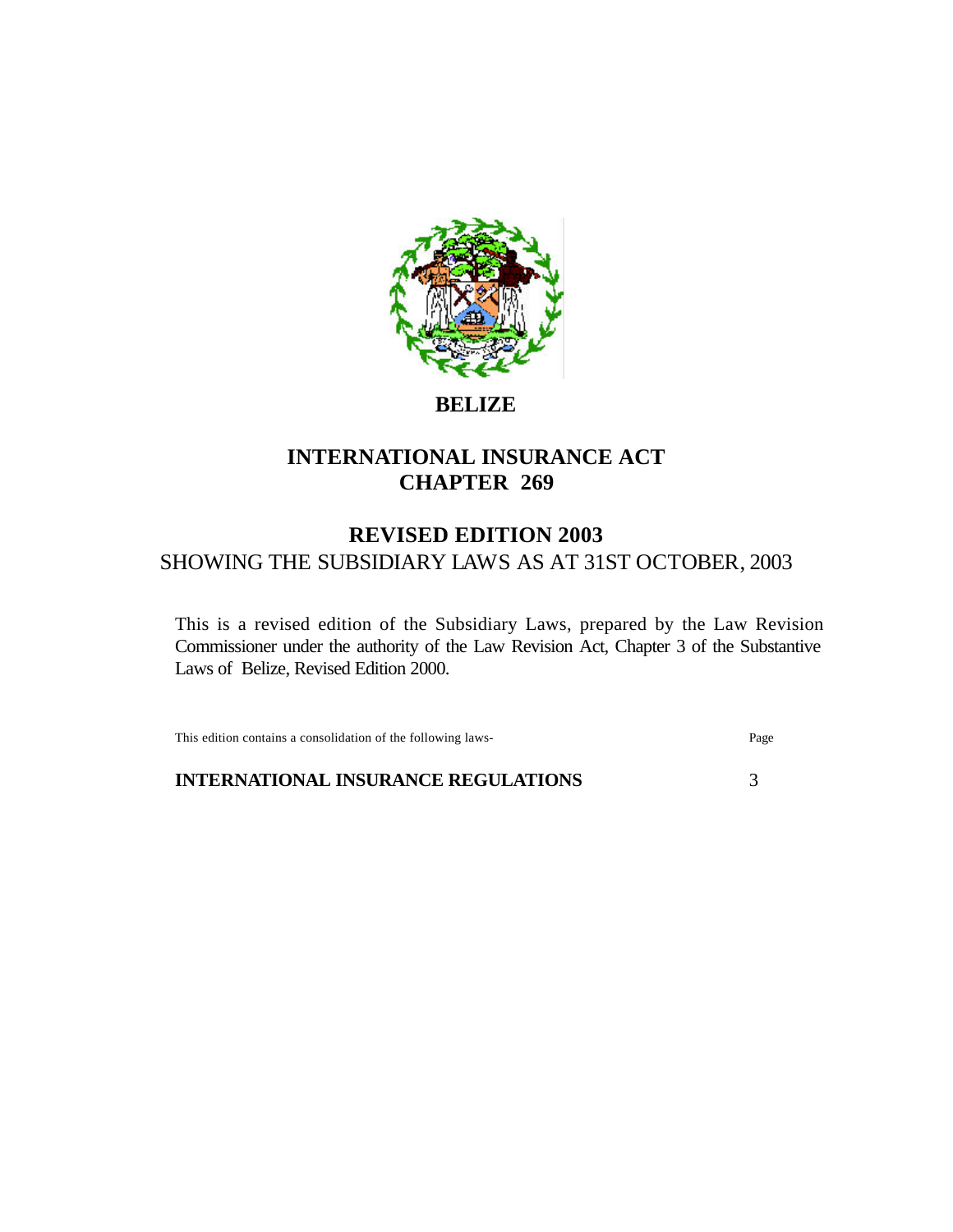# BELIZE

## INTERNATIONAL INSURANCE ACT
## CHAPTER 269

## REVISED EDITION 2003

SHOWING THE SUBSIDIARY LAWS AS AT 31ST OCTOBER, 2003

This is a revised edition of the Subsidiary Laws, prepared by the Law Revision Commissioner under the authority of the Law Revision Act, Chapter 3 of the Substantive Laws of Belize, Revised Edition 2000.

| This edition contains a consolidation of the following laws- | Page |
| --- | --- |
| **INTERNATIONAL INSURANCE REGULATIONS** | 3 |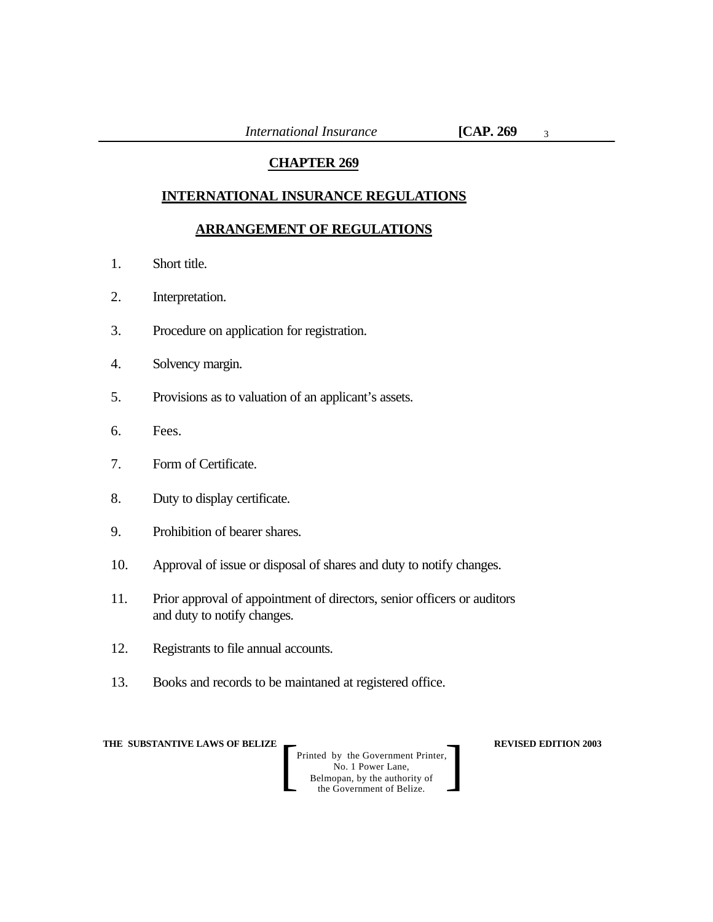# CHAPTER 269

## INTERNATIONAL INSURANCE REGULATIONS

## ARRANGEMENT OF REGULATIONS

1. Short title.

2. Interpretation.

3. Procedure on application for registration.

4. Solvency margin.

5. Provisions as to valuation of an applicant's assets.

6. Fees.

7. Form of Certificate.

8. Duty to display certificate.

9. Prohibition of bearer shares.

10. Approval of issue or disposal of shares and duty to notify changes.

11. Prior approval of appointment of directors, senior officers or auditors and duty to notify changes.

12. Registrants to file annual accounts.

13. Books and records to be maintaned at registered office.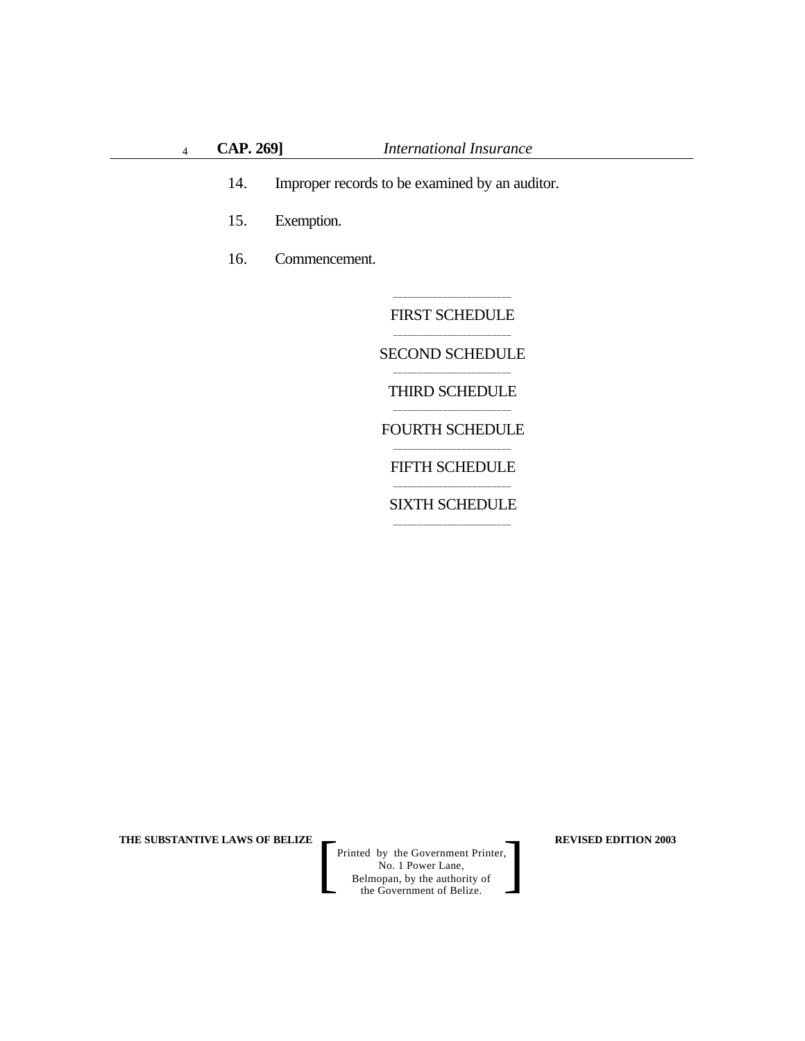14. Improper records to be examined by an auditor.

15. Exemption.

16. Commencement.

---

FIRST SCHEDULE

---

SECOND SCHEDULE

---

THIRD SCHEDULE

---

FOURTH SCHEDULE

---

FIFTH SCHEDULE

---

SIXTH SCHEDULE

---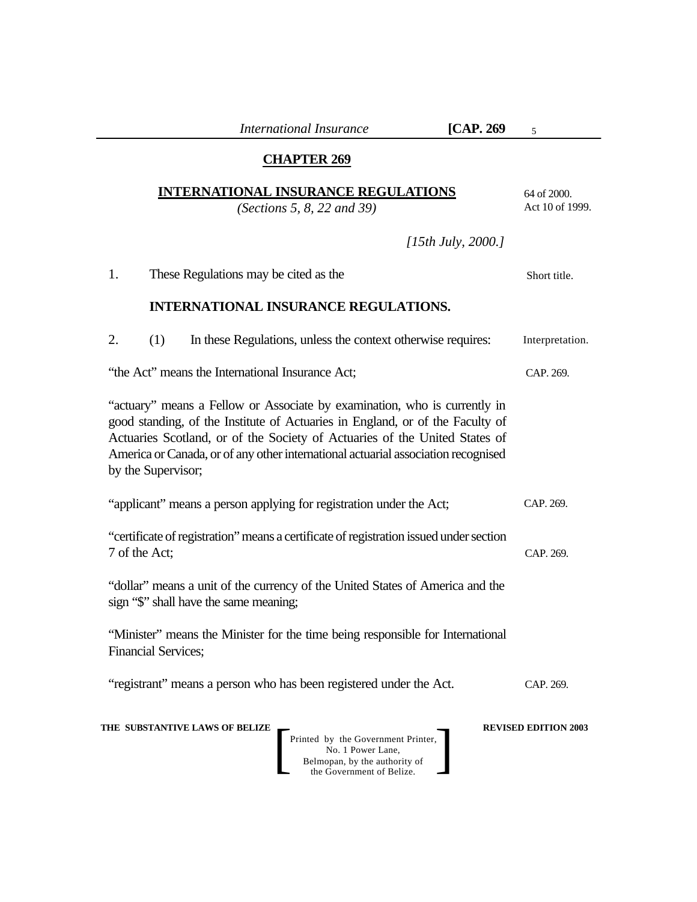## CHAPTER 269

### INTERNATIONAL INSURANCE REGULATIONS

*(Sections 5, 8, 22 and 39)*

64 of 2000.
Act 10 of 1999.

*[15th July, 2000.]*

1. These Regulations may be cited as the

**INTERNATIONAL INSURANCE REGULATIONS.**

Short title.

2. (1) In these Regulations, unless the context otherwise requires:

Interpretation.

"the Act" means the International Insurance Act;

CAP. 269.

"actuary" means a Fellow or Associate by examination, who is currently in good standing, of the Institute of Actuaries in England, or of the Faculty of Actuaries Scotland, or of the Society of Actuaries of the United States of America or Canada, or of any other international actuarial association recognised by the Supervisor;

"applicant" means a person applying for registration under the Act;

CAP. 269.

"certificate of registration" means a certificate of registration issued under section 7 of the Act;

CAP. 269.

"dollar" means a unit of the currency of the United States of America and the sign "$" shall have the same meaning;

"Minister" means the Minister for the time being responsible for International Financial Services;

"registrant" means a person who has been registered under the Act.

CAP. 269.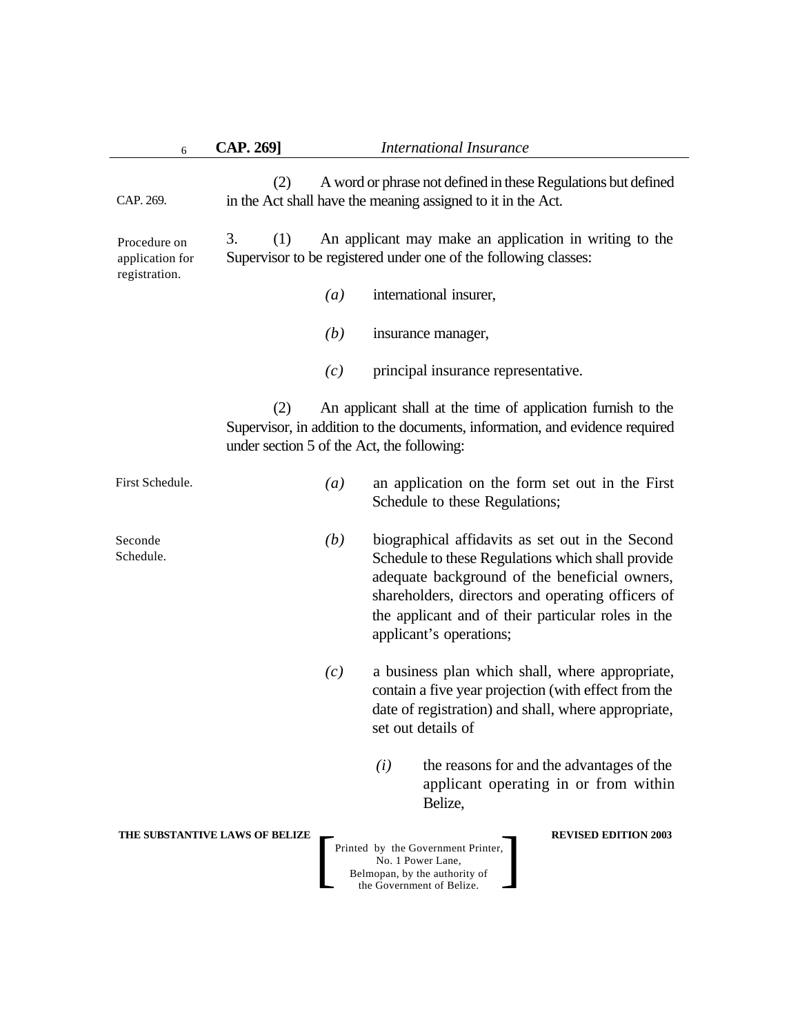(2) A word or phrase not defined in these Regulations but defined in the Act shall have the meaning assigned to it in the Act.

CAP. 269.

Procedure on application for registration.

3. (1) An applicant may make an application in writing to the Supervisor to be registered under one of the following classes:

*(a)* international insurer,

*(b)* insurance manager,

*(c)* principal insurance representative.

(2) An applicant shall at the time of application furnish to the Supervisor, in addition to the documents, information, and evidence required under section 5 of the Act, the following:

First Schedule.

*(a)* an application on the form set out in the First Schedule to these Regulations;

Seconde Schedule.

*(b)* biographical affidavits as set out in the Second Schedule to these Regulations which shall provide adequate background of the beneficial owners, shareholders, directors and operating officers of the applicant and of their particular roles in the applicant's operations;

*(c)* a business plan which shall, where appropriate, contain a five year projection (with effect from the date of registration) and shall, where appropriate, set out details of

*(i)* the reasons for and the advantages of the applicant operating in or from within Belize,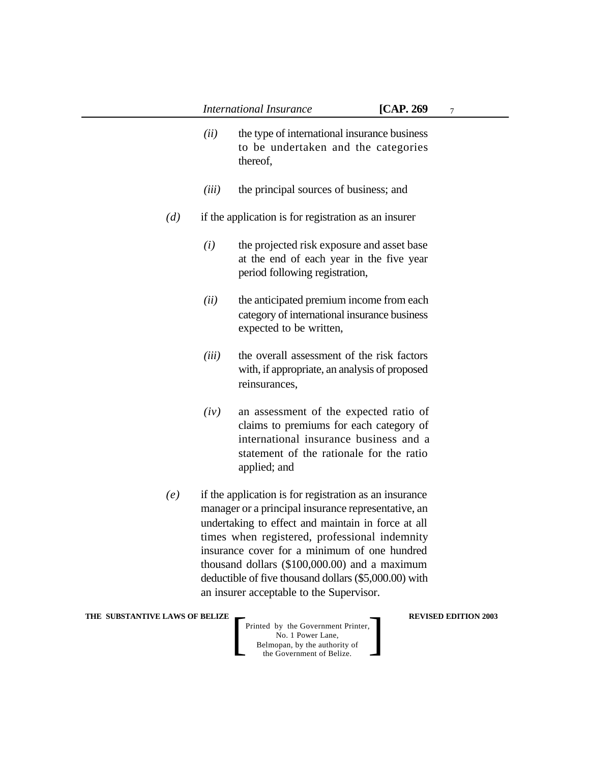(ii) the type of international insurance business to be undertaken and the categories thereof,

(iii) the principal sources of business; and

(d) if the application is for registration as an insurer

(i) the projected risk exposure and asset base at the end of each year in the five year period following registration,

(ii) the anticipated premium income from each category of international insurance business expected to be written,

(iii) the overall assessment of the risk factors with, if appropriate, an analysis of proposed reinsurances,

(iv) an assessment of the expected ratio of claims to premiums for each category of international insurance business and a statement of the rationale for the ratio applied; and

(e) if the application is for registration as an insurance manager or a principal insurance representative, an undertaking to effect and maintain in force at all times when registered, professional indemnity insurance cover for a minimum of one hundred thousand dollars ($100,000.00) and a maximum deductible of five thousand dollars ($5,000.00) with an insurer acceptable to the Supervisor.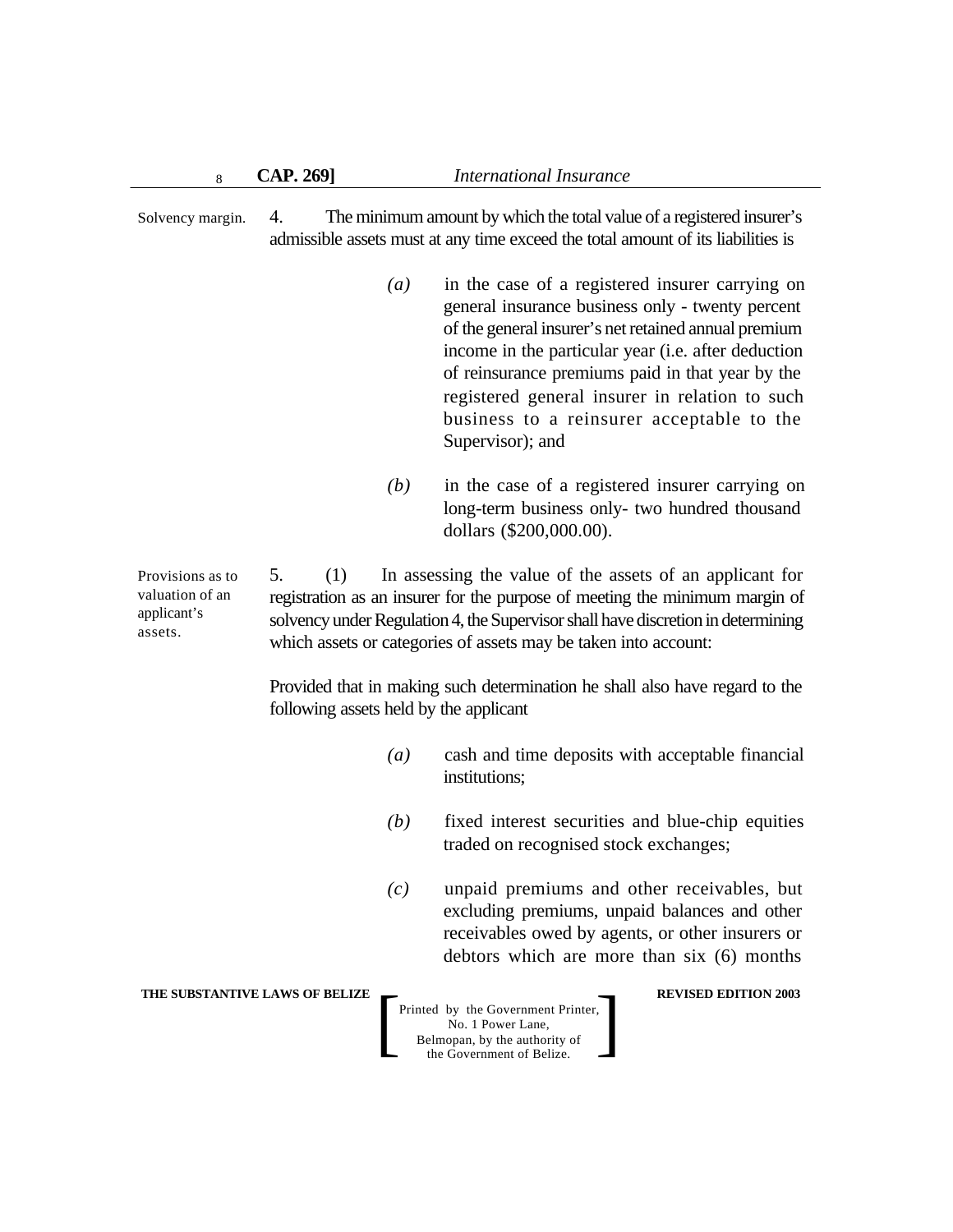Solvency margin.

4. The minimum amount by which the total value of a registered insurer's admissible assets must at any time exceed the total amount of its liabilities is

*(a)* in the case of a registered insurer carrying on general insurance business only - twenty percent of the general insurer's net retained annual premium income in the particular year (i.e. after deduction of reinsurance premiums paid in that year by the registered general insurer in relation to such business to a reinsurer acceptable to the Supervisor); and

*(b)* in the case of a registered insurer carrying on long-term business only- two hundred thousand dollars ($200,000.00).

Provisions as to valuation of an applicant's assets.

5. (1) In assessing the value of the assets of an applicant for registration as an insurer for the purpose of meeting the minimum margin of solvency under Regulation 4, the Supervisor shall have discretion in determining which assets or categories of assets may be taken into account:

Provided that in making such determination he shall also have regard to the following assets held by the applicant

*(a)* cash and time deposits with acceptable financial institutions;

*(b)* fixed interest securities and blue-chip equities traded on recognised stock exchanges;

*(c)* unpaid premiums and other receivables, but excluding premiums, unpaid balances and other receivables owed by agents, or other insurers or debtors which are more than six (6) months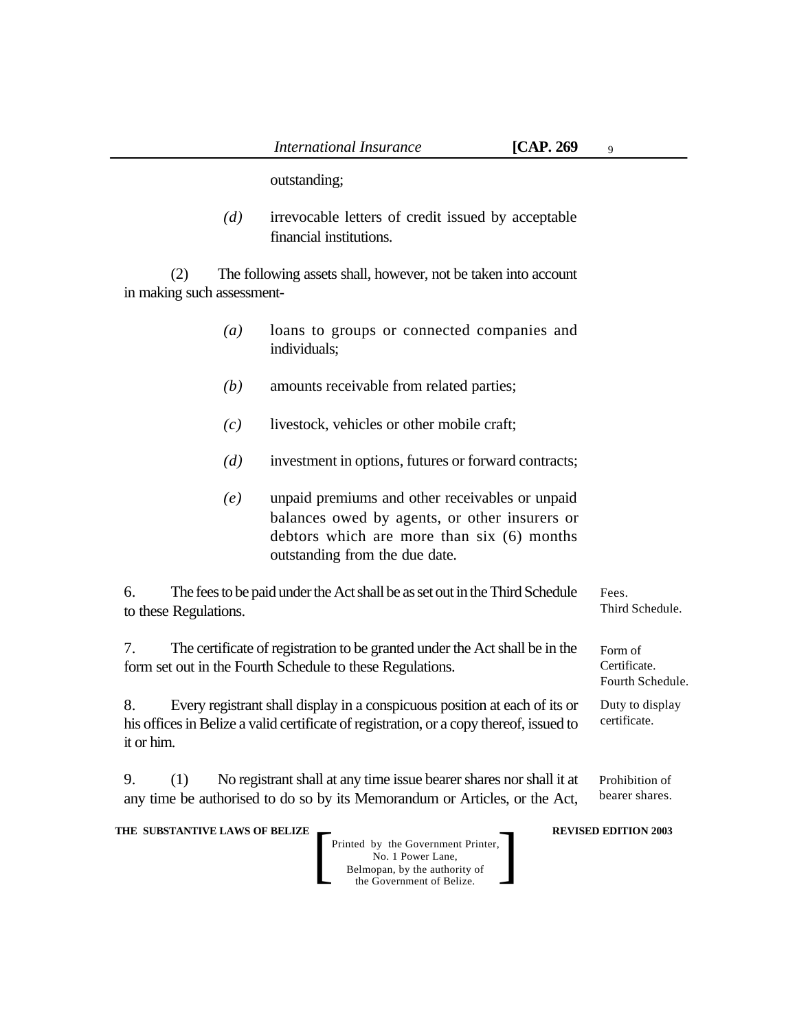outstanding;

*(d)* irrevocable letters of credit issued by acceptable financial institutions.

(2) The following assets shall, however, not be taken into account in making such assessment-

*(a)* loans to groups or connected companies and individuals;

*(b)* amounts receivable from related parties;

*(c)* livestock, vehicles or other mobile craft;

*(d)* investment in options, futures or forward contracts;

*(e)* unpaid premiums and other receivables or unpaid balances owed by agents, or other insurers or debtors which are more than six (6) months outstanding from the due date.

Fees.
Third Schedule.

6. The fees to be paid under the Act shall be as set out in the Third Schedule to these Regulations.

Form of Certificate.
Fourth Schedule.

7. The certificate of registration to be granted under the Act shall be in the form set out in the Fourth Schedule to these Regulations.

Duty to display certificate.

8. Every registrant shall display in a conspicuous position at each of its or his offices in Belize a valid certificate of registration, or a copy thereof, issued to it or him.

Prohibition of bearer shares.

9. (1) No registrant shall at any time issue bearer shares nor shall it at any time be authorised to do so by its Memorandum or Articles, or the Act,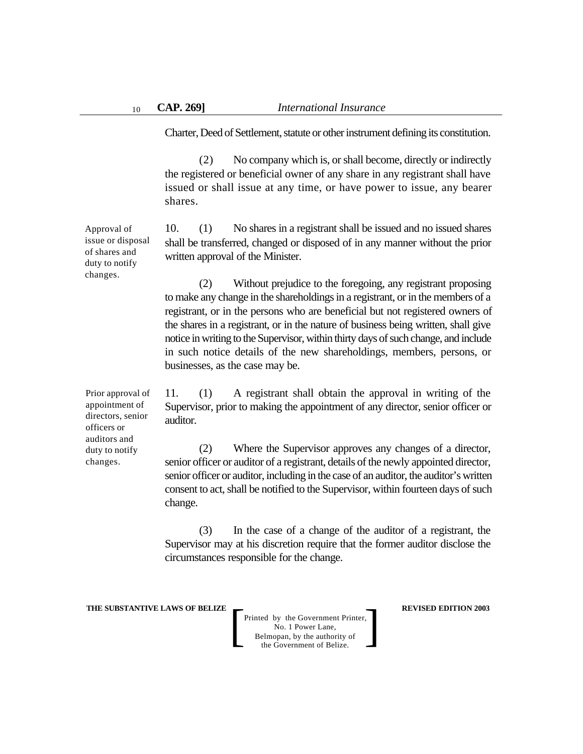Charter, Deed of Settlement, statute or other instrument defining its constitution.

(2) No company which is, or shall become, directly or indirectly the registered or beneficial owner of any share in any registrant shall have issued or shall issue at any time, or have power to issue, any bearer shares.

Approval of issue or disposal of shares and duty to notify changes.

10. (1) No shares in a registrant shall be issued and no issued shares shall be transferred, changed or disposed of in any manner without the prior written approval of the Minister.

(2) Without prejudice to the foregoing, any registrant proposing to make any change in the shareholdings in a registrant, or in the members of a registrant, or in the persons who are beneficial but not registered owners of the shares in a registrant, or in the nature of business being written, shall give notice in writing to the Supervisor, within thirty days of such change, and include in such notice details of the new shareholdings, members, persons, or businesses, as the case may be.

Prior approval of appointment of directors, senior officers or auditors and duty to notify changes.

11. (1) A registrant shall obtain the approval in writing of the Supervisor, prior to making the appointment of any director, senior officer or auditor.

(2) Where the Supervisor approves any changes of a director, senior officer or auditor of a registrant, details of the newly appointed director, senior officer or auditor, including in the case of an auditor, the auditor's written consent to act, shall be notified to the Supervisor, within fourteen days of such change.

(3) In the case of a change of the auditor of a registrant, the Supervisor may at his discretion require that the former auditor disclose the circumstances responsible for the change.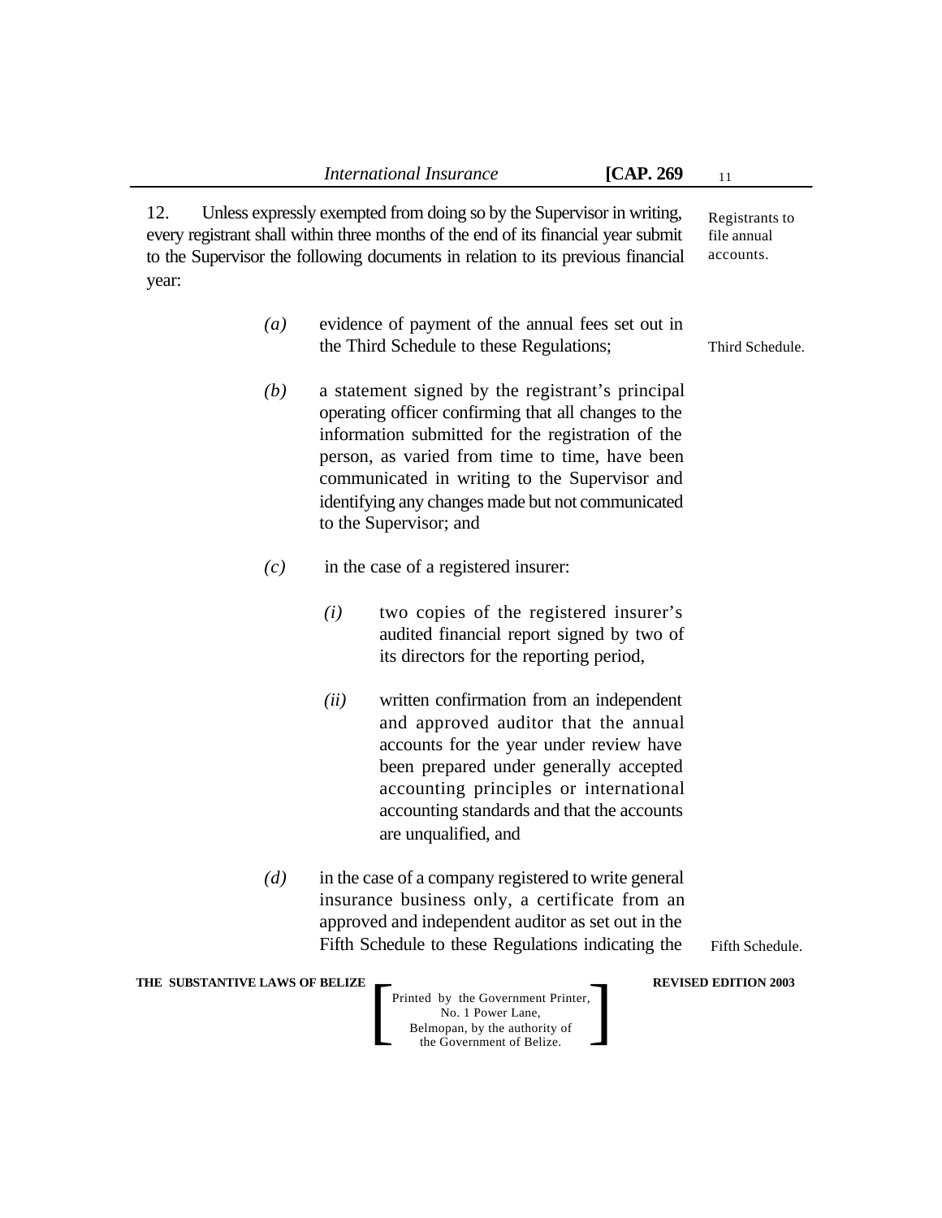12. Unless expressly exempted from doing so by the Supervisor in writing, every registrant shall within three months of the end of its financial year submit to the Supervisor the following documents in relation to its previous financial year:

Registrants to file annual accounts.

*(a)* evidence of payment of the annual fees set out in the Third Schedule to these Regulations;

Third Schedule.

*(b)* a statement signed by the registrant's principal operating officer confirming that all changes to the information submitted for the registration of the person, as varied from time to time, have been communicated in writing to the Supervisor and identifying any changes made but not communicated to the Supervisor; and

*(c)* in the case of a registered insurer:

*(i)* two copies of the registered insurer's audited financial report signed by two of its directors for the reporting period,

*(ii)* written confirmation from an independent and approved auditor that the annual accounts for the year under review have been prepared under generally accepted accounting principles or international accounting standards and that the accounts are unqualified, and

*(d)* in the case of a company registered to write general insurance business only, a certificate from an approved and independent auditor as set out in the Fifth Schedule to these Regulations indicating the

Fifth Schedule.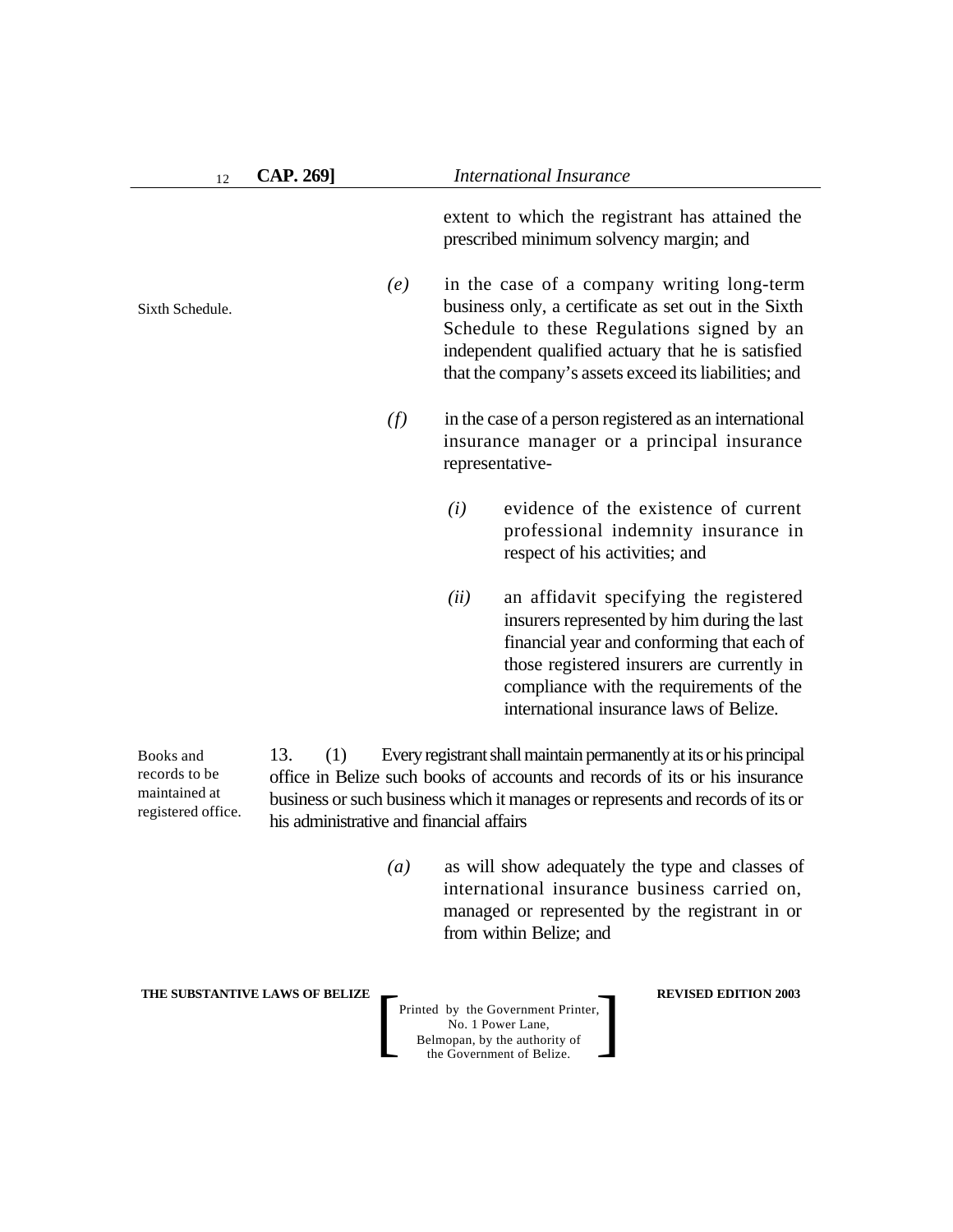extent to which the registrant has attained the prescribed minimum solvency margin; and

Sixth Schedule.

*(e)* in the case of a company writing long-term business only, a certificate as set out in the Sixth Schedule to these Regulations signed by an independent qualified actuary that he is satisfied that the company's assets exceed its liabilities; and

*(f)* in the case of a person registered as an international insurance manager or a principal insurance representative-

*(i)* evidence of the existence of current professional indemnity insurance in respect of his activities; and

*(ii)* an affidavit specifying the registered insurers represented by him during the last financial year and conforming that each of those registered insurers are currently in compliance with the requirements of the international insurance laws of Belize.

Books and records to be maintained at registered office.

13. (1) Every registrant shall maintain permanently at its or his principal office in Belize such books of accounts and records of its or his insurance business or such business which it manages or represents and records of its or his administrative and financial affairs

*(a)* as will show adequately the type and classes of international insurance business carried on, managed or represented by the registrant in or from within Belize; and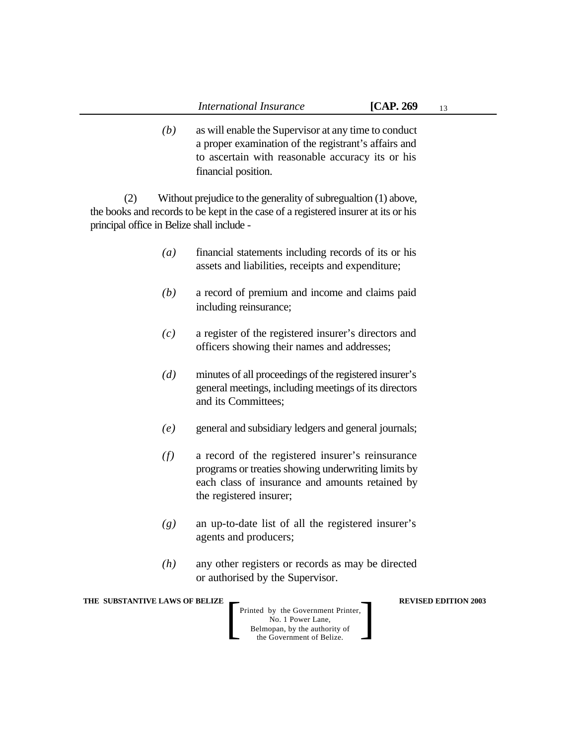*(b)* as will enable the Supervisor at any time to conduct a proper examination of the registrant's affairs and to ascertain with reasonable accuracy its or his financial position.

(2) Without prejudice to the generality of subregualtion (1) above, the books and records to be kept in the case of a registered insurer at its or his principal office in Belize shall include -

*(a)* financial statements including records of its or his assets and liabilities, receipts and expenditure;

*(b)* a record of premium and income and claims paid including reinsurance;

*(c)* a register of the registered insurer's directors and officers showing their names and addresses;

*(d)* minutes of all proceedings of the registered insurer's general meetings, including meetings of its directors and its Committees;

*(e)* general and subsidiary ledgers and general journals;

*(f)* a record of the registered insurer's reinsurance programs or treaties showing underwriting limits by each class of insurance and amounts retained by the registered insurer;

*(g)* an up-to-date list of all the registered insurer's agents and producers;

*(h)* any other registers or records as may be directed or authorised by the Supervisor.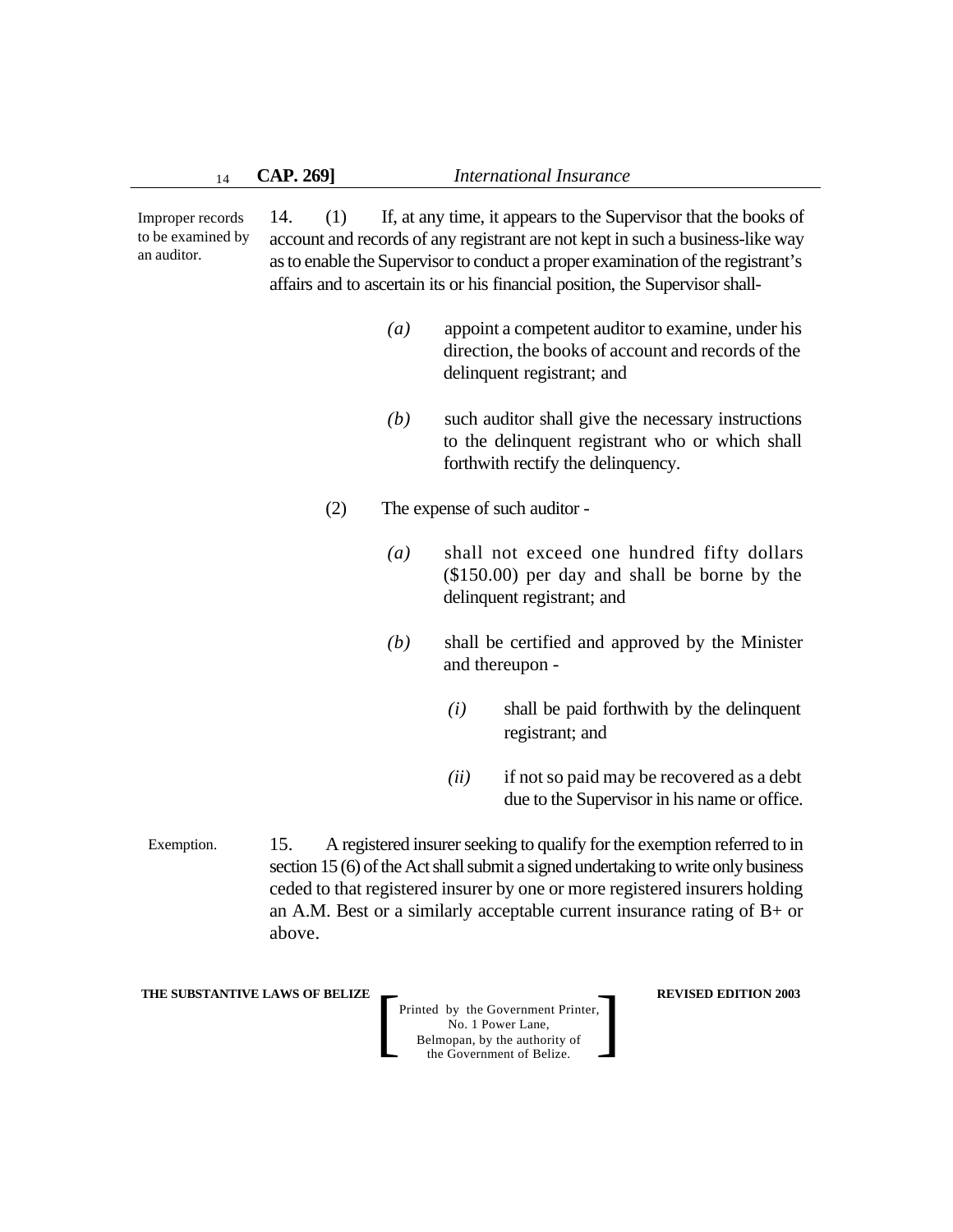**Improper records to be examined by an auditor.**

14. (1) If, at any time, it appears to the Supervisor that the books of account and records of any registrant are not kept in such a business-like way as to enable the Supervisor to conduct a proper examination of the registrant's affairs and to ascertain its or his financial position, the Supervisor shall-

*(a)* appoint a competent auditor to examine, under his direction, the books of account and records of the delinquent registrant; and

*(b)* such auditor shall give the necessary instructions to the delinquent registrant who or which shall forthwith rectify the delinquency.

(2) The expense of such auditor -

*(a)* shall not exceed one hundred fifty dollars ($150.00) per day and shall be borne by the delinquent registrant; and

*(b)* shall be certified and approved by the Minister and thereupon -

*(i)* shall be paid forthwith by the delinquent registrant; and

*(ii)* if not so paid may be recovered as a debt due to the Supervisor in his name or office.

**Exemption.**

15. A registered insurer seeking to qualify for the exemption referred to in section 15 (6) of the Act shall submit a signed undertaking to write only business ceded to that registered insurer by one or more registered insurers holding an A.M. Best or a similarly acceptable current insurance rating of B+ or above.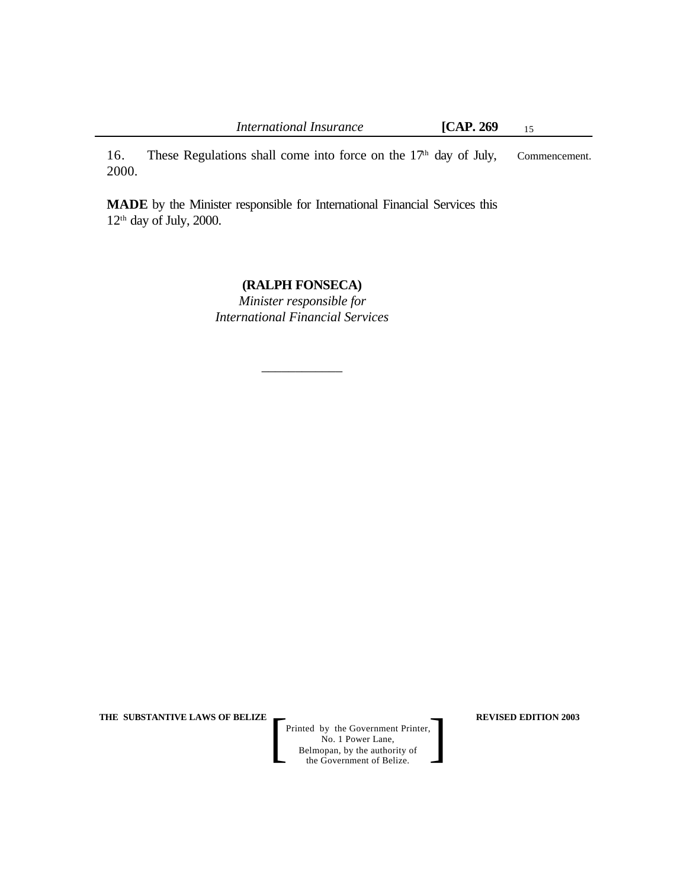16. These Regulations shall come into force on the 17th day of July, 2000. Commencement.

**MADE** by the Minister responsible for International Financial Services this 12th day of July, 2000.

**(RALPH FONSECA)**
*Minister responsible for*
*International Financial Services*

\_\_\_\_\_\_\_\_\_\_\_\_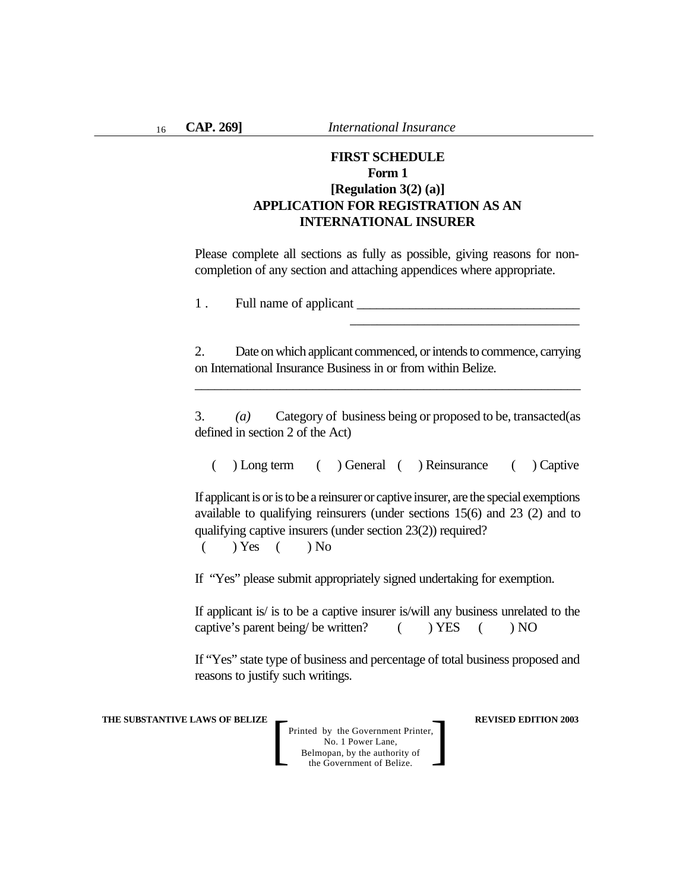## FIRST SCHEDULE

**Form 1**

**[Regulation 3(2) (a)]**

**APPLICATION FOR REGISTRATION AS AN INTERNATIONAL INSURER**

Please complete all sections as fully as possible, giving reasons for non-completion of any section and attaching appendices where appropriate.

1 . Full name of applicant ___________________________________

___________________________________

2. Date on which applicant commenced, or intends to commence, carrying on International Insurance Business in or from within Belize.

______________________________________________________________

3. *(a)* Category of business being or proposed to be, transacted(as defined in section 2 of the Act)

( ) Long term ( ) General ( ) Reinsurance ( ) Captive

If applicant is or is to be a reinsurer or captive insurer, are the special exemptions available to qualifying reinsurers (under sections 15(6) and 23 (2) and to qualifying captive insurers (under section 23(2)) required?

( ) Yes ( ) No

If "Yes" please submit appropriately signed undertaking for exemption.

If applicant is/ is to be a captive insurer is/will any business unrelated to the captive's parent being/ be written? ( ) YES ( ) NO

If "Yes" state type of business and percentage of total business proposed and reasons to justify such writings.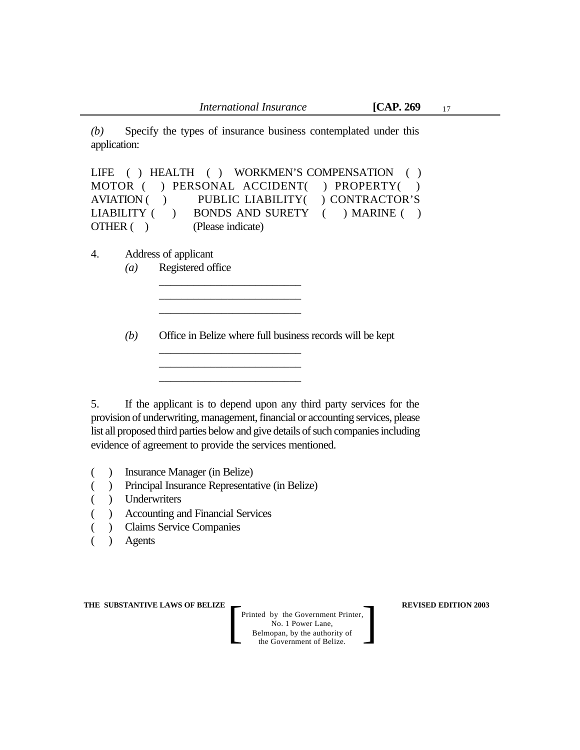*(b)* Specify the types of insurance business contemplated under this application:

LIFE ( ) HEALTH ( ) WORKMEN'S COMPENSATION ( ) MOTOR ( ) PERSONAL ACCIDENT( ) PROPERTY( ) AVIATION ( ) PUBLIC LIABILITY( ) CONTRACTOR'S LIABILITY ( ) BONDS AND SURETY ( ) MARINE ( ) OTHER ( ) (Please indicate)

4. Address of applicant

*(a)* Registered office

_________________________
_________________________
_________________________

*(b)* Office in Belize where full business records will be kept

_________________________
_________________________
_________________________

5. If the applicant is to depend upon any third party services for the provision of underwriting, management, financial or accounting services, please list all proposed third parties below and give details of such companies including evidence of agreement to provide the services mentioned.

( ) Insurance Manager (in Belize)
( ) Principal Insurance Representative (in Belize)
( ) Underwriters
( ) Accounting and Financial Services
( ) Claims Service Companies
( ) Agents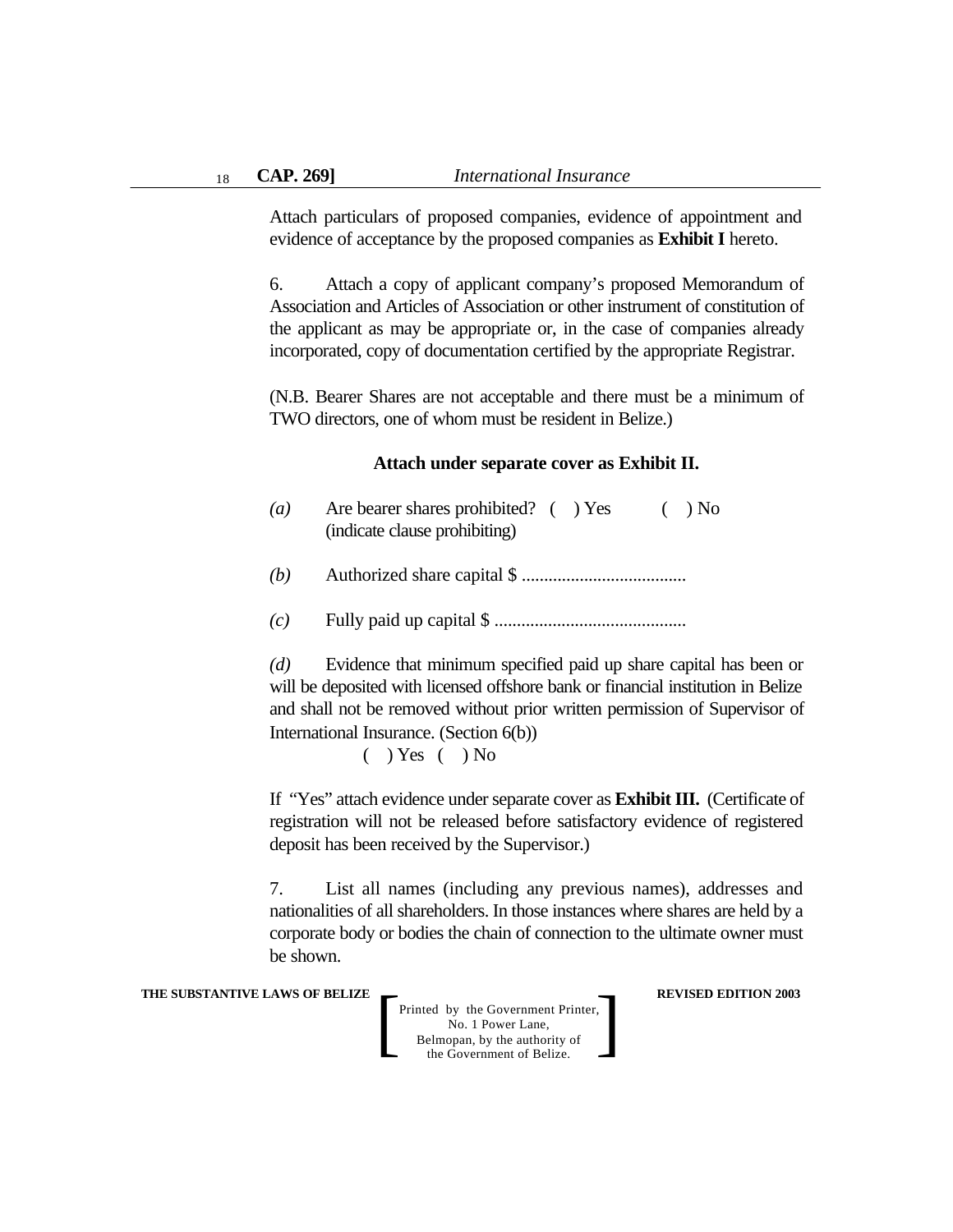Attach particulars of proposed companies, evidence of appointment and evidence of acceptance by the proposed companies as **Exhibit I** hereto.

6. Attach a copy of applicant company's proposed Memorandum of Association and Articles of Association or other instrument of constitution of the applicant as may be appropriate or, in the case of companies already incorporated, copy of documentation certified by the appropriate Registrar.

(N.B. Bearer Shares are not acceptable and there must be a minimum of TWO directors, one of whom must be resident in Belize.)

**Attach under separate cover as Exhibit II.**

*(a)* Are bearer shares prohibited? ( ) Yes ( ) No (indicate clause prohibiting)

*(b)* Authorized share capital $ ....................................

*(c)* Fully paid up capital $ ..........................................

*(d)* Evidence that minimum specified paid up share capital has been or will be deposited with licensed offshore bank or financial institution in Belize and shall not be removed without prior written permission of Supervisor of International Insurance. (Section 6(b))

( ) Yes ( ) No

If "Yes" attach evidence under separate cover as **Exhibit III.** (Certificate of registration will not be released before satisfactory evidence of registered deposit has been received by the Supervisor.)

7. List all names (including any previous names), addresses and nationalities of all shareholders. In those instances where shares are held by a corporate body or bodies the chain of connection to the ultimate owner must be shown.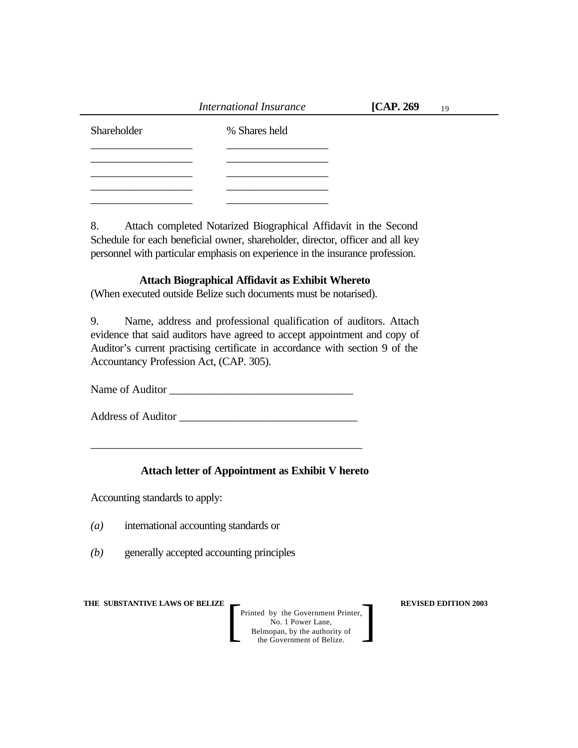| Shareholder | % Shares held |
| --- | --- |
| __________________ | __________________ |
| __________________ | __________________ |
| __________________ | __________________ |
| __________________ | __________________ |
| __________________ | __________________ |

8. Attach completed Notarized Biographical Affidavit in the Second Schedule for each beneficial owner, shareholder, director, officer and all key personnel with particular emphasis on experience in the insurance profession.

**Attach Biographical Affidavit as Exhibit Whereto**

(When executed outside Belize such documents must be notarised).

9. Name, address and professional qualification of auditors. Attach evidence that said auditors have agreed to accept appointment and copy of Auditor's current practising certificate in accordance with section 9 of the Accountancy Profession Act, (CAP. 305).

Name of Auditor ________________________________

Address of Auditor _______________________________

_________________________________________________

**Attach letter of Appointment as Exhibit V hereto**

Accounting standards to apply:

*(a)* international accounting standards or

*(b)* generally accepted accounting principles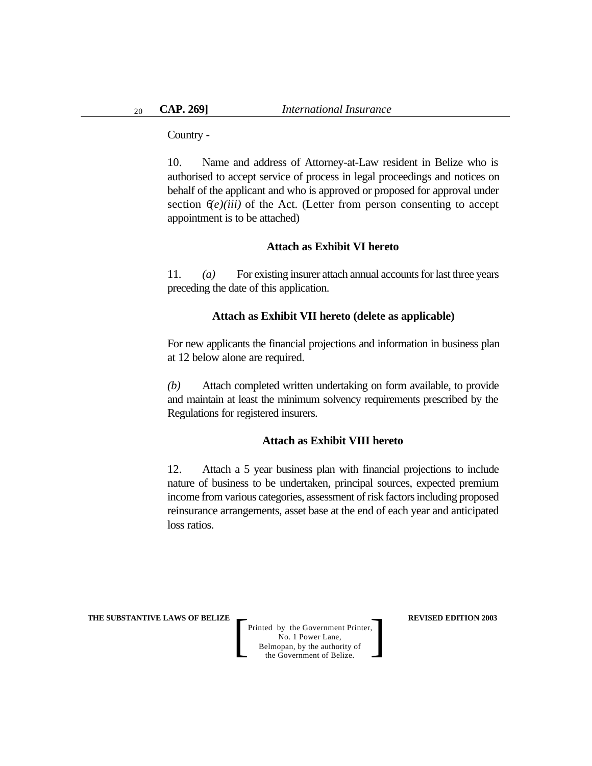Country -

10. Name and address of Attorney-at-Law resident in Belize who is authorised to accept service of process in legal proceedings and notices on behalf of the applicant and who is approved or proposed for approval under section 6*(e)(iii)* of the Act. (Letter from person consenting to accept appointment is to be attached)

**Attach as Exhibit VI hereto**

11. *(a)* For existing insurer attach annual accounts for last three years preceding the date of this application.

**Attach as Exhibit VII hereto (delete as applicable)**

For new applicants the financial projections and information in business plan at 12 below alone are required.

*(b)* Attach completed written undertaking on form available, to provide and maintain at least the minimum solvency requirements prescribed by the Regulations for registered insurers.

**Attach as Exhibit VIII hereto**

12. Attach a 5 year business plan with financial projections to include nature of business to be undertaken, principal sources, expected premium income from various categories, assessment of risk factors including proposed reinsurance arrangements, asset base at the end of each year and anticipated loss ratios.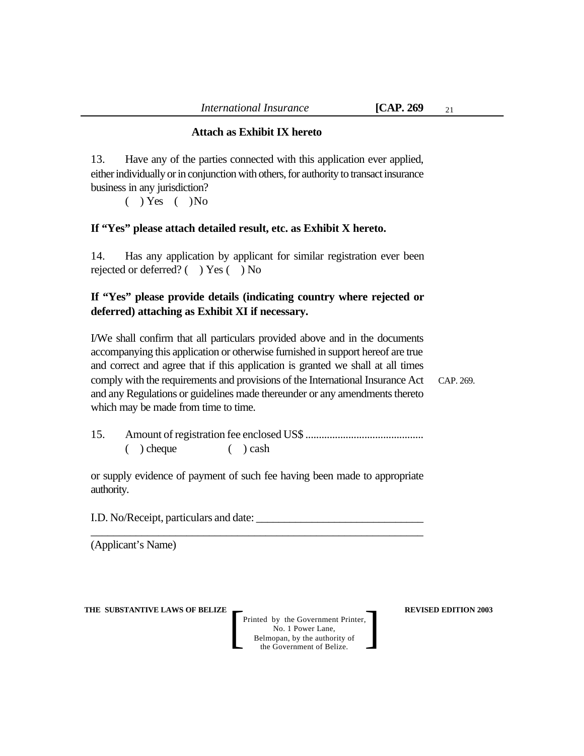**Attach as Exhibit IX hereto**

13. Have any of the parties connected with this application ever applied, either individually or in conjunction with others, for authority to transact insurance business in any jurisdiction?

( ) Yes ( ) No

**If "Yes" please attach detailed result, etc. as Exhibit X hereto.**

14. Has any application by applicant for similar registration ever been rejected or deferred? ( ) Yes ( ) No

**If "Yes" please provide details (indicating country where rejected or deferred) attaching as Exhibit XI if necessary.**

I/We shall confirm that all particulars provided above and in the documents accompanying this application or otherwise furnished in support hereof are true and correct and agree that if this application is granted we shall at all times comply with the requirements and provisions of the International Insurance Act and any Regulations or guidelines made thereunder or any amendments thereto which may be made from time to time.

CAP. 269.

15. Amount of registration fee enclosed US$ ............................................

( ) cheque ( ) cash

or supply evidence of payment of such fee having been made to appropriate authority.

I.D. No/Receipt, particulars and date: ______________________________

______________________________________________________________

(Applicant's Name)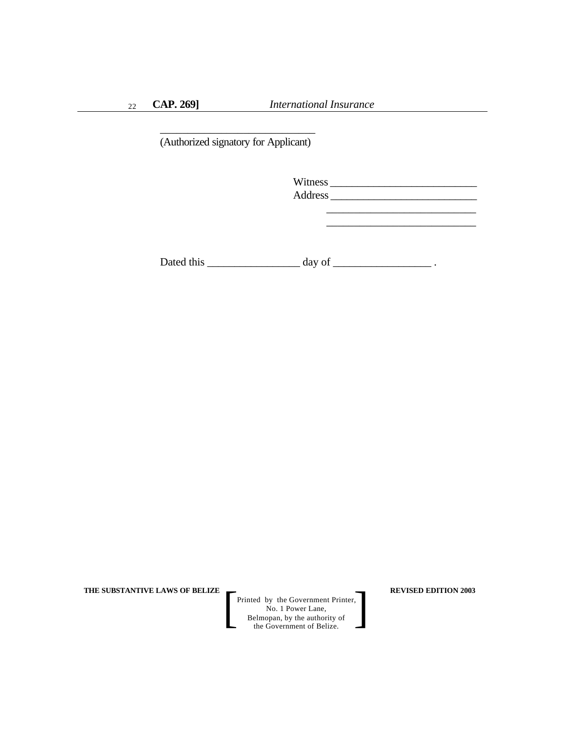\_\_\_\_\_\_\_\_\_\_\_\_\_\_\_\_\_\_\_\_\_\_\_\_\_\_\_\_\_\_
(Authorized signatory for Applicant)

Witness \_\_\_\_\_\_\_\_\_\_\_\_\_\_\_\_\_\_\_\_\_\_\_\_\_\_\_\_

Address \_\_\_\_\_\_\_\_\_\_\_\_\_\_\_\_\_\_\_\_\_\_\_\_\_\_\_\_

\_\_\_\_\_\_\_\_\_\_\_\_\_\_\_\_\_\_\_\_\_\_\_\_\_\_\_\_

\_\_\_\_\_\_\_\_\_\_\_\_\_\_\_\_\_\_\_\_\_\_\_\_\_\_\_\_

Dated this \_\_\_\_\_\_\_\_\_\_\_\_\_\_\_\_\_\_ day of \_\_\_\_\_\_\_\_\_\_\_\_\_\_\_\_\_\_ .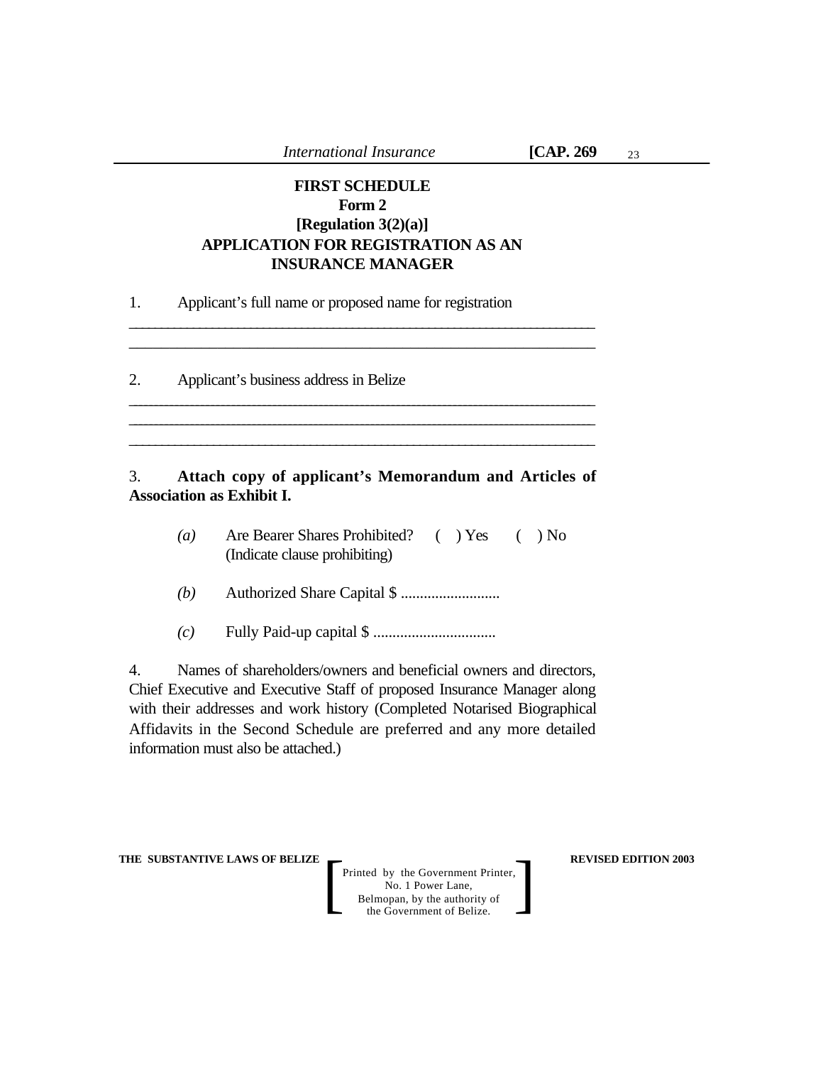## FIRST SCHEDULE

### Form 2

### [Regulation 3(2)(a)]

### APPLICATION FOR REGISTRATION AS AN INSURANCE MANAGER

1. Applicant's full name or proposed name for registration

________________________________________________________________

________________________________________________________________

2. Applicant's business address in Belize

________________________________________________________________

________________________________________________________________

________________________________________________________________

3. **Attach copy of applicant's Memorandum and Articles of Association as Exhibit I.**

   *(a)* Are Bearer Shares Prohibited? ( ) Yes ( ) No
   (Indicate clause prohibiting)

   *(b)* Authorized Share Capital $ ..........................

   *(c)* Fully Paid-up capital $ ................................

4. Names of shareholders/owners and beneficial owners and directors, Chief Executive and Executive Staff of proposed Insurance Manager along with their addresses and work history (Completed Notarised Biographical Affidavits in the Second Schedule are preferred and any more detailed information must also be attached.)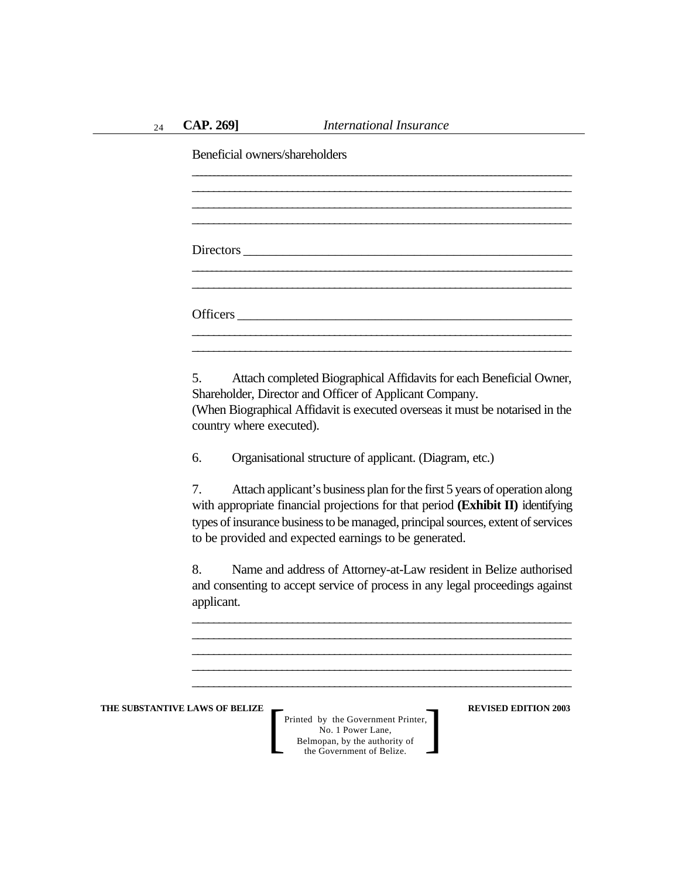Beneficial owners/shareholders

_______________________________________________________________
_______________________________________________________________
_______________________________________________________________
_______________________________________________________________

Directors _______________________________________________________
_______________________________________________________________
_______________________________________________________________

Officers ________________________________________________________
_______________________________________________________________
_______________________________________________________________

5. Attach completed Biographical Affidavits for each Beneficial Owner, Shareholder, Director and Officer of Applicant Company.
(When Biographical Affidavit is executed overseas it must be notarised in the country where executed).

6. Organisational structure of applicant. (Diagram, etc.)

7. Attach applicant's business plan for the first 5 years of operation along with appropriate financial projections for that period **(Exhibit II)** identifying types of insurance business to be managed, principal sources, extent of services to be provided and expected earnings to be generated.

8. Name and address of Attorney-at-Law resident in Belize authorised and consenting to accept service of process in any legal proceedings against applicant.

_______________________________________________________________
_______________________________________________________________
_______________________________________________________________
_______________________________________________________________
_______________________________________________________________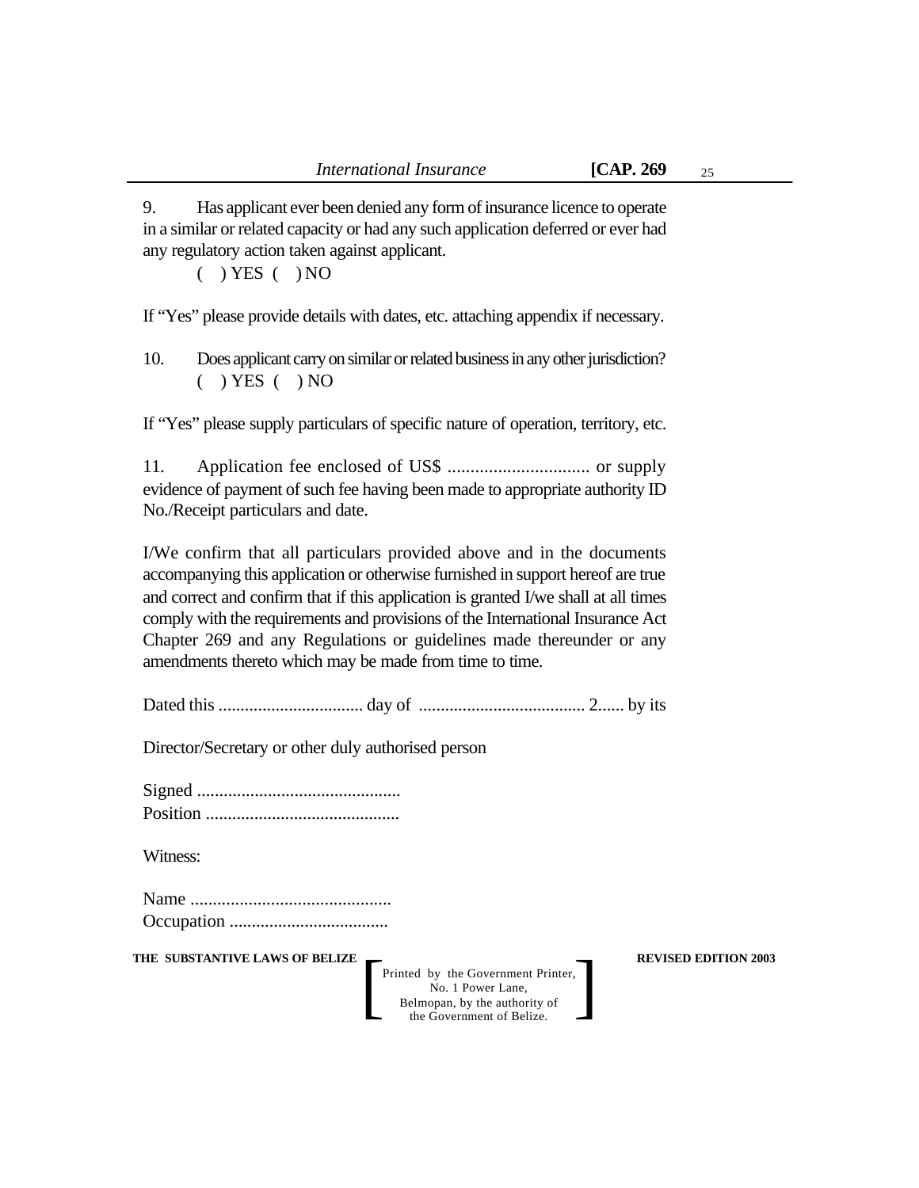9. Has applicant ever been denied any form of insurance licence to operate in a similar or related capacity or had any such application deferred or ever had any regulatory action taken against applicant.

( ) YES ( ) NO

If "Yes" please provide details with dates, etc. attaching appendix if necessary.

10. Does applicant carry on similar or related business in any other jurisdiction?

( ) YES ( ) NO

If "Yes" please supply particulars of specific nature of operation, territory, etc.

11. Application fee enclosed of US$ ............................... or supply evidence of payment of such fee having been made to appropriate authority ID No./Receipt particulars and date.

I/We confirm that all particulars provided above and in the documents accompanying this application or otherwise furnished in support hereof are true and correct and confirm that if this application is granted I/we shall at all times comply with the requirements and provisions of the International Insurance Act Chapter 269 and any Regulations or guidelines made thereunder or any amendments thereto which may be made from time to time.

Dated this ................................. day of ...................................... 2...... by its

Director/Secretary or other duly authorised person

Signed ..............................................
Position ............................................

Witness:

Name .............................................
Occupation ....................................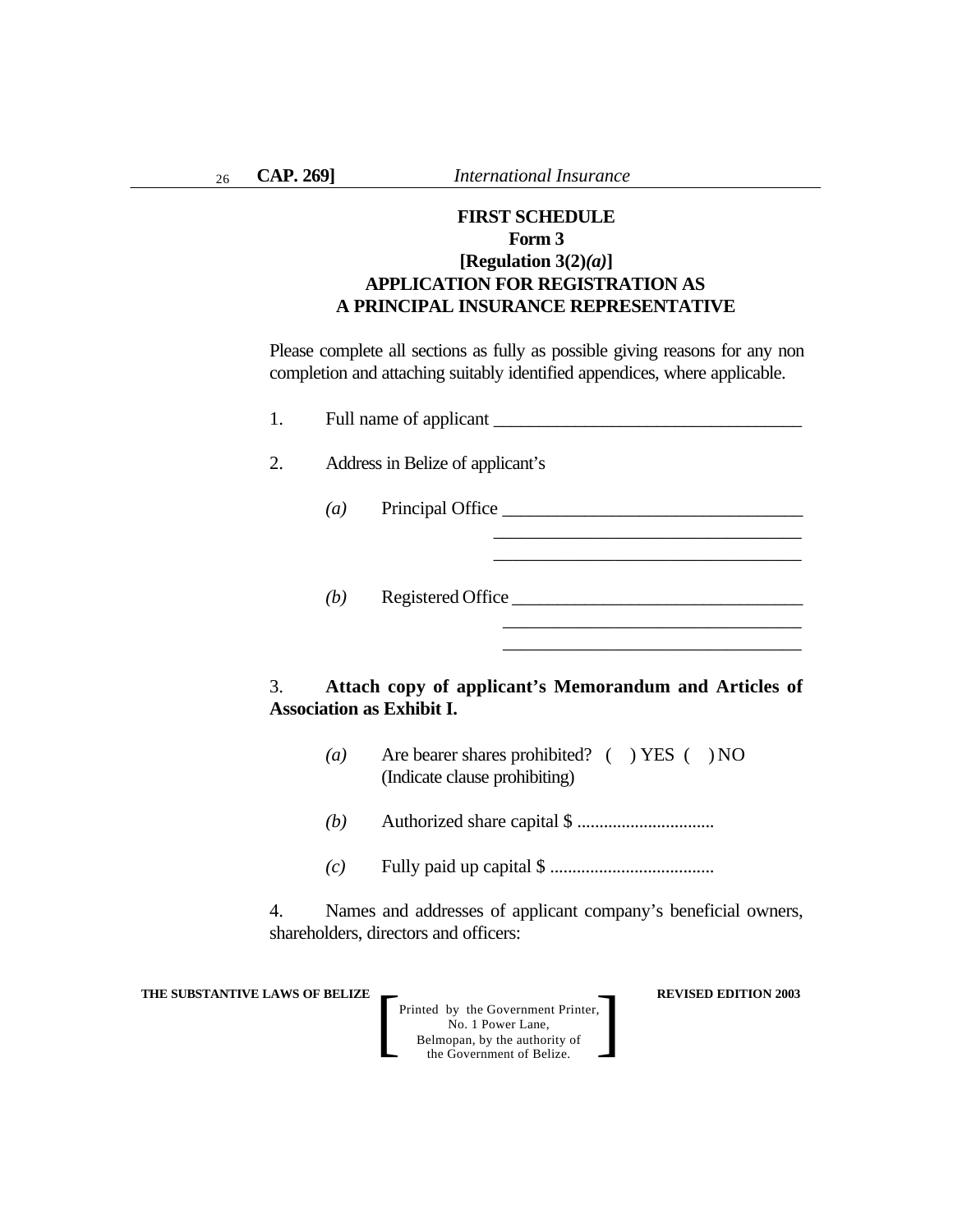## FIRST SCHEDULE

### Form 3

**[Regulation 3(2)*(a)*]**

### APPLICATION FOR REGISTRATION AS A PRINCIPAL INSURANCE REPRESENTATIVE

Please complete all sections as fully as possible giving reasons for any non completion and attaching suitably identified appendices, where applicable.

1. Full name of applicant ___________________________________

2. Address in Belize of applicant's

   *(a)* Principal Office _________________________________
   _________________________________
   _________________________________

   *(b)* Registered Office _________________________________
   _________________________________
   _________________________________

3. **Attach copy of applicant's Memorandum and Articles of Association as Exhibit I.**

   *(a)* Are bearer shares prohibited? (  ) YES (  ) NO
   (Indicate clause prohibiting)

   *(b)* Authorized share capital $ ..............................

   *(c)* Fully paid up capital $ ....................................

4. Names and addresses of applicant company's beneficial owners, shareholders, directors and officers: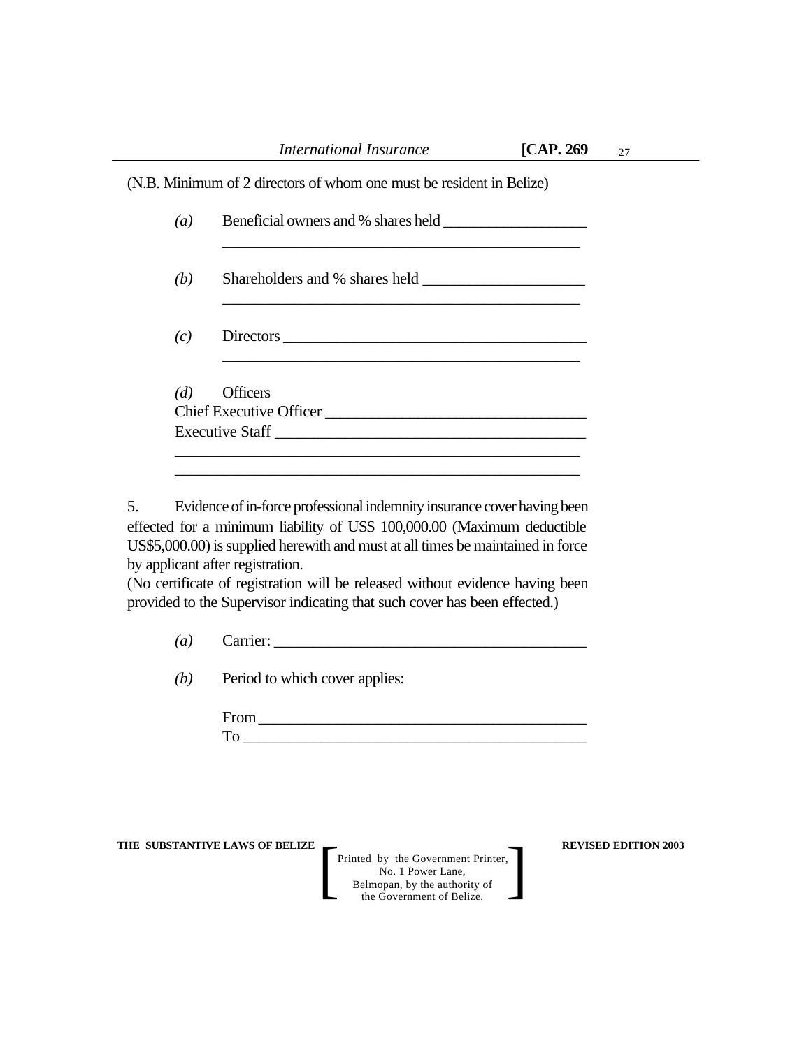(N.B. Minimum of 2 directors of whom one must be resident in Belize)

*(a)* Beneficial owners and % shares held ____________________

______________________________________________

*(b)* Shareholders and % shares held ______________________

______________________________________________

*(c)* Directors ________________________________________

______________________________________________

*(d)* Officers

Chief Executive Officer ___________________________________

Executive Staff _________________________________________

______________________________________________

______________________________________________

5. Evidence of in-force professional indemnity insurance cover having been effected for a minimum liability of US$ 100,000.00 (Maximum deductible US$5,000.00) is supplied herewith and must at all times be maintained in force by applicant after registration.

(No certificate of registration will be released without evidence having been provided to the Supervisor indicating that such cover has been effected.)

*(a)* Carrier: _________________________________________

*(b)* Period to which cover applies:

From ____________________________________________

To ______________________________________________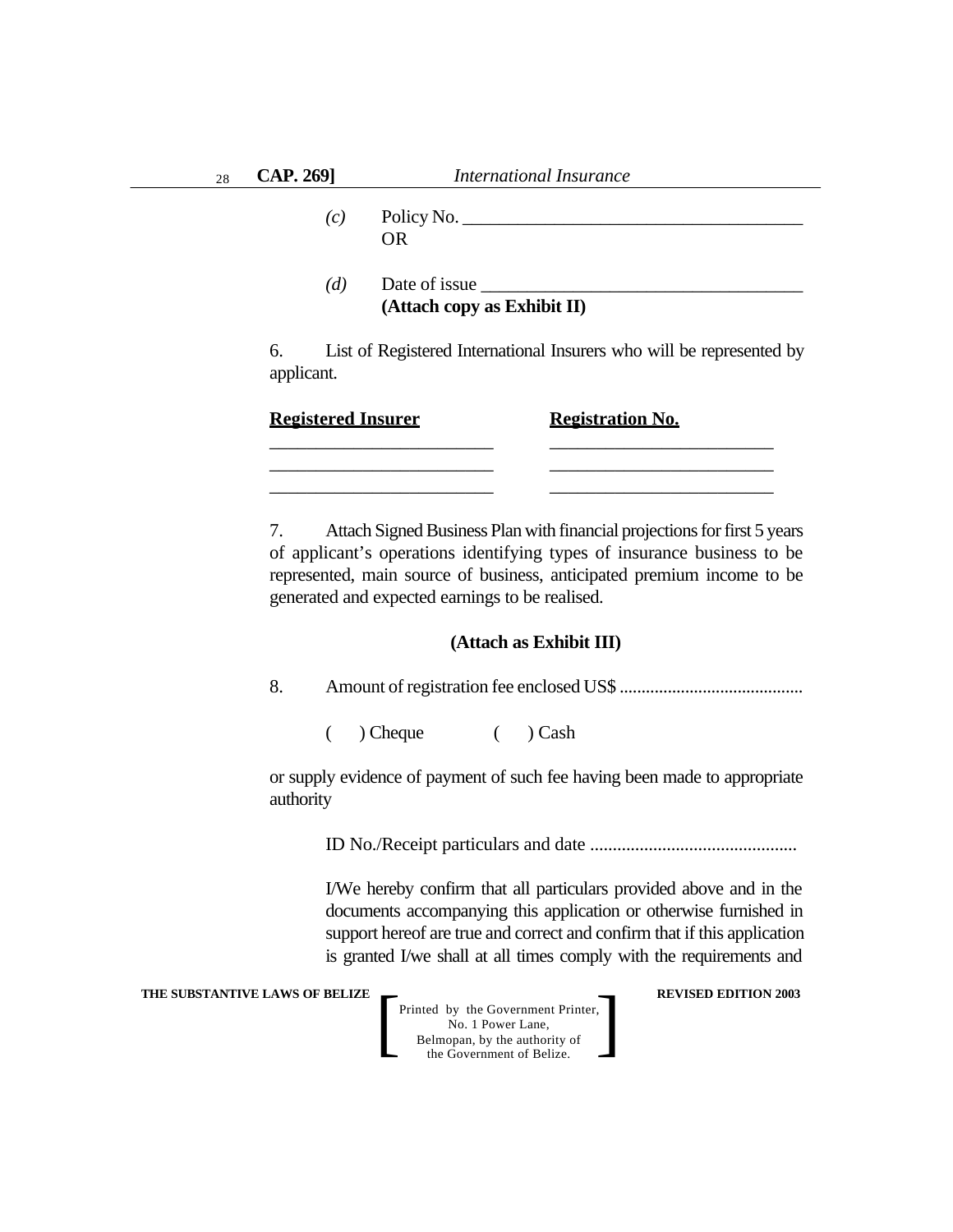(c) Policy No. ______________________________________
OR

(d) Date of issue ___________________________________
**(Attach copy as Exhibit II)**

6. List of Registered International Insurers who will be represented by applicant.

| **Registered Insurer** | **Registration No.** |
|---|---|
| ________________________ | ________________________ |
| ________________________ | ________________________ |
| ________________________ | ________________________ |

7. Attach Signed Business Plan with financial projections for first 5 years of applicant's operations identifying types of insurance business to be represented, main source of business, anticipated premium income to be generated and expected earnings to be realised.

**(Attach as Exhibit III)**

8. Amount of registration fee enclosed US$ ..........................................

( ) Cheque ( ) Cash

or supply evidence of payment of such fee having been made to appropriate authority

ID No./Receipt particulars and date .............................................

I/We hereby confirm that all particulars provided above and in the documents accompanying this application or otherwise furnished in support hereof are true and correct and confirm that if this application is granted I/we shall at all times comply with the requirements and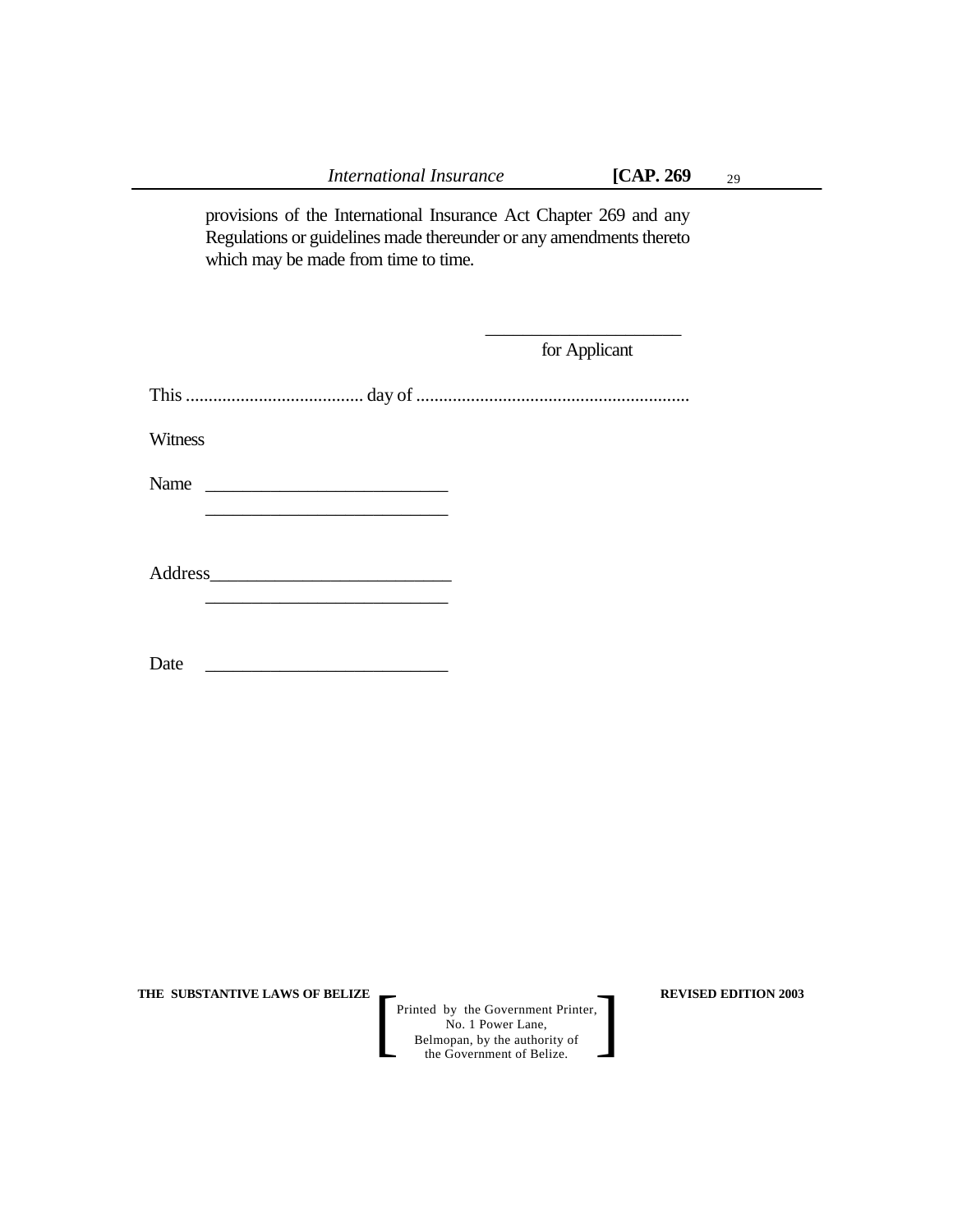provisions of the International Insurance Act Chapter 269 and any Regulations or guidelines made thereunder or any amendments thereto which may be made from time to time.

\_\_\_\_\_\_\_\_\_\_\_\_\_\_\_\_\_\_\_\_\_\_

for Applicant

This ....................................... day of ............................................................

Witness

Name \_\_\_\_\_\_\_\_\_\_\_\_\_\_\_\_\_\_\_\_\_\_\_\_\_\_\_

\_\_\_\_\_\_\_\_\_\_\_\_\_\_\_\_\_\_\_\_\_\_\_\_\_\_\_

Address\_\_\_\_\_\_\_\_\_\_\_\_\_\_\_\_\_\_\_\_\_\_\_\_\_\_\_

\_\_\_\_\_\_\_\_\_\_\_\_\_\_\_\_\_\_\_\_\_\_\_\_\_\_\_

Date \_\_\_\_\_\_\_\_\_\_\_\_\_\_\_\_\_\_\_\_\_\_\_\_\_\_\_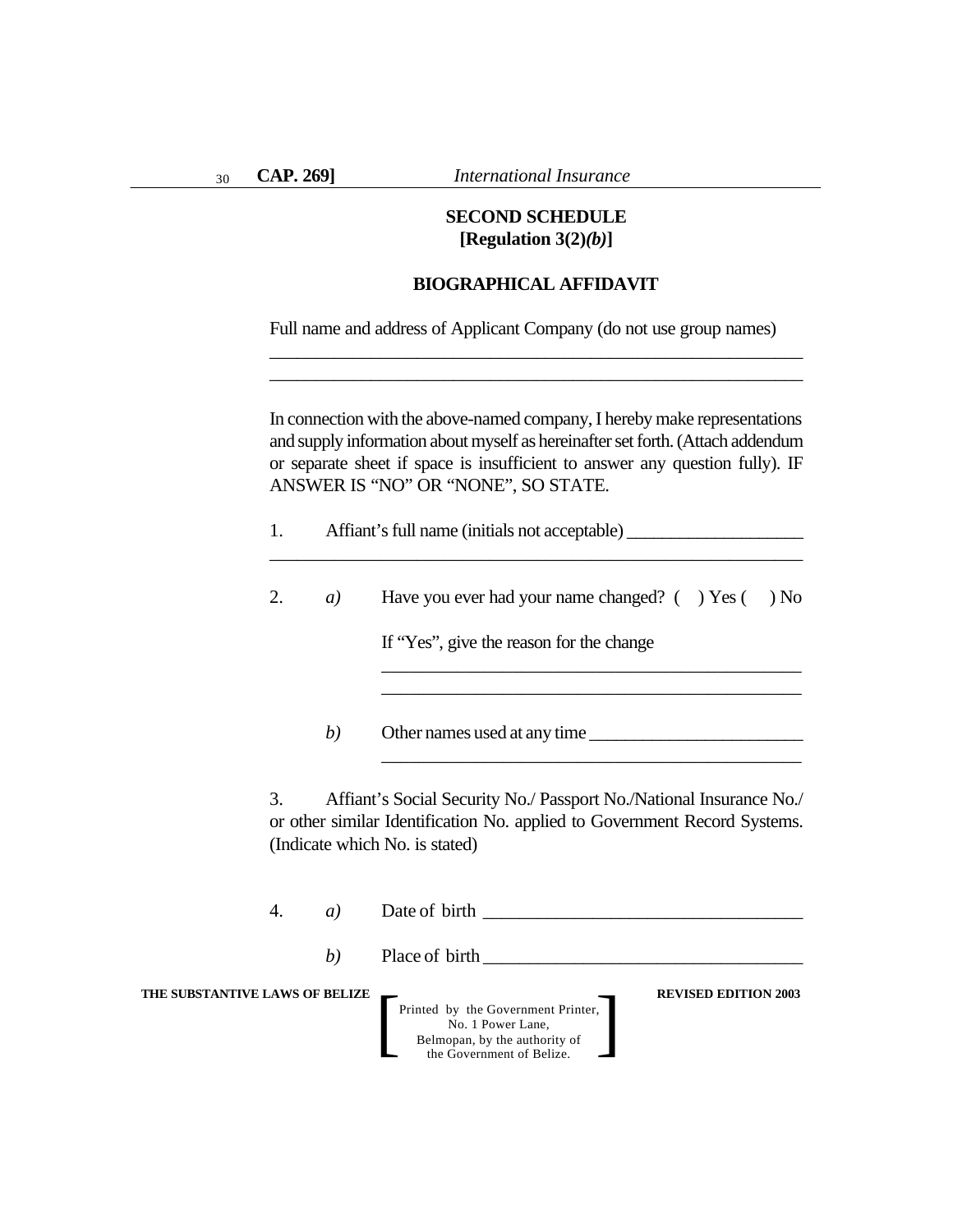## SECOND SCHEDULE
**[Regulation 3(2)*(b)*]**

### BIOGRAPHICAL AFFIDAVIT

Full name and address of Applicant Company (do not use group names)

\_\_\_\_\_\_\_\_\_\_\_\_\_\_\_\_\_\_\_\_\_\_\_\_\_\_\_\_\_\_\_\_\_\_\_\_\_\_\_\_\_\_\_\_\_\_\_\_\_\_\_\_\_\_\_\_\_\_

\_\_\_\_\_\_\_\_\_\_\_\_\_\_\_\_\_\_\_\_\_\_\_\_\_\_\_\_\_\_\_\_\_\_\_\_\_\_\_\_\_\_\_\_\_\_\_\_\_\_\_\_\_\_\_\_\_\_

In connection with the above-named company, I hereby make representations and supply information about myself as hereinafter set forth. (Attach addendum or separate sheet if space is insufficient to answer any question fully). IF ANSWER IS "NO" OR "NONE", SO STATE.

1. Affiant's full name (initials not acceptable) \_\_\_\_\_\_\_\_\_\_\_\_\_\_\_\_\_\_\_\_

\_\_\_\_\_\_\_\_\_\_\_\_\_\_\_\_\_\_\_\_\_\_\_\_\_\_\_\_\_\_\_\_\_\_\_\_\_\_\_\_\_\_\_\_\_\_\_\_\_\_\_\_\_\_\_\_\_\_

2. *a)* Have you ever had your name changed? (  ) Yes (  ) No

If "Yes", give the reason for the change

\_\_\_\_\_\_\_\_\_\_\_\_\_\_\_\_\_\_\_\_\_\_\_\_\_\_\_\_\_\_\_\_\_\_\_\_\_\_\_\_\_\_\_\_\_

\_\_\_\_\_\_\_\_\_\_\_\_\_\_\_\_\_\_\_\_\_\_\_\_\_\_\_\_\_\_\_\_\_\_\_\_\_\_\_\_\_\_\_\_\_

*b)* Other names used at any time \_\_\_\_\_\_\_\_\_\_\_\_\_\_\_\_\_\_\_\_\_\_\_\_

\_\_\_\_\_\_\_\_\_\_\_\_\_\_\_\_\_\_\_\_\_\_\_\_\_\_\_\_\_\_\_\_\_\_\_\_\_\_\_\_\_\_\_\_\_

3. Affiant's Social Security No./ Passport No./National Insurance No./ or other similar Identification No. applied to Government Record Systems. (Indicate which No. is stated)

4. *a)* Date of birth \_\_\_\_\_\_\_\_\_\_\_\_\_\_\_\_\_\_\_\_\_\_\_\_\_\_\_\_\_\_\_\_\_\_

*b)* Place of birth \_\_\_\_\_\_\_\_\_\_\_\_\_\_\_\_\_\_\_\_\_\_\_\_\_\_\_\_\_\_\_\_\_\_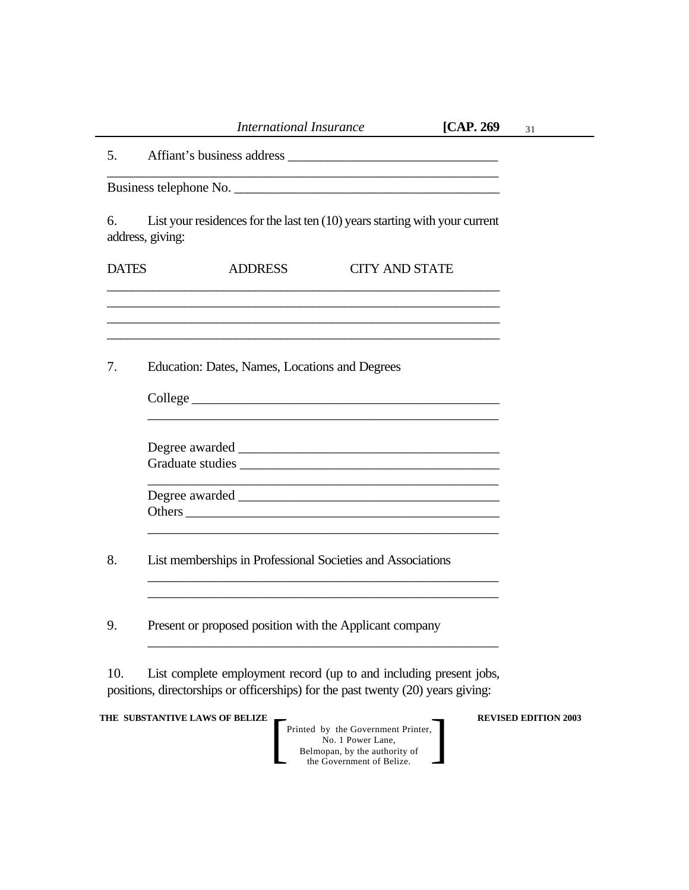5. Affiant's business address _______________________________

_____________________________________________________________

Business telephone No. _______________________________________

6. List your residences for the last ten (10) years starting with your current address, giving:

| DATES | ADDRESS | CITY AND STATE |
|---|---|---|
| | | |
| | | |
| | | |
| | | |

7. Education: Dates, Names, Locations and Degrees

College _______________________________________________

_______________________________________________________

Degree awarded _________________________________________

Graduate studies ________________________________________

_______________________________________________________

Degree awarded _________________________________________

Others ________________________________________________

_______________________________________________________

8. List memberships in Professional Societies and Associations

_______________________________________________________

_______________________________________________________

9. Present or proposed position with the Applicant company

_______________________________________________________

10. List complete employment record (up to and including present jobs, positions, directorships or officerships) for the past twenty (20) years giving: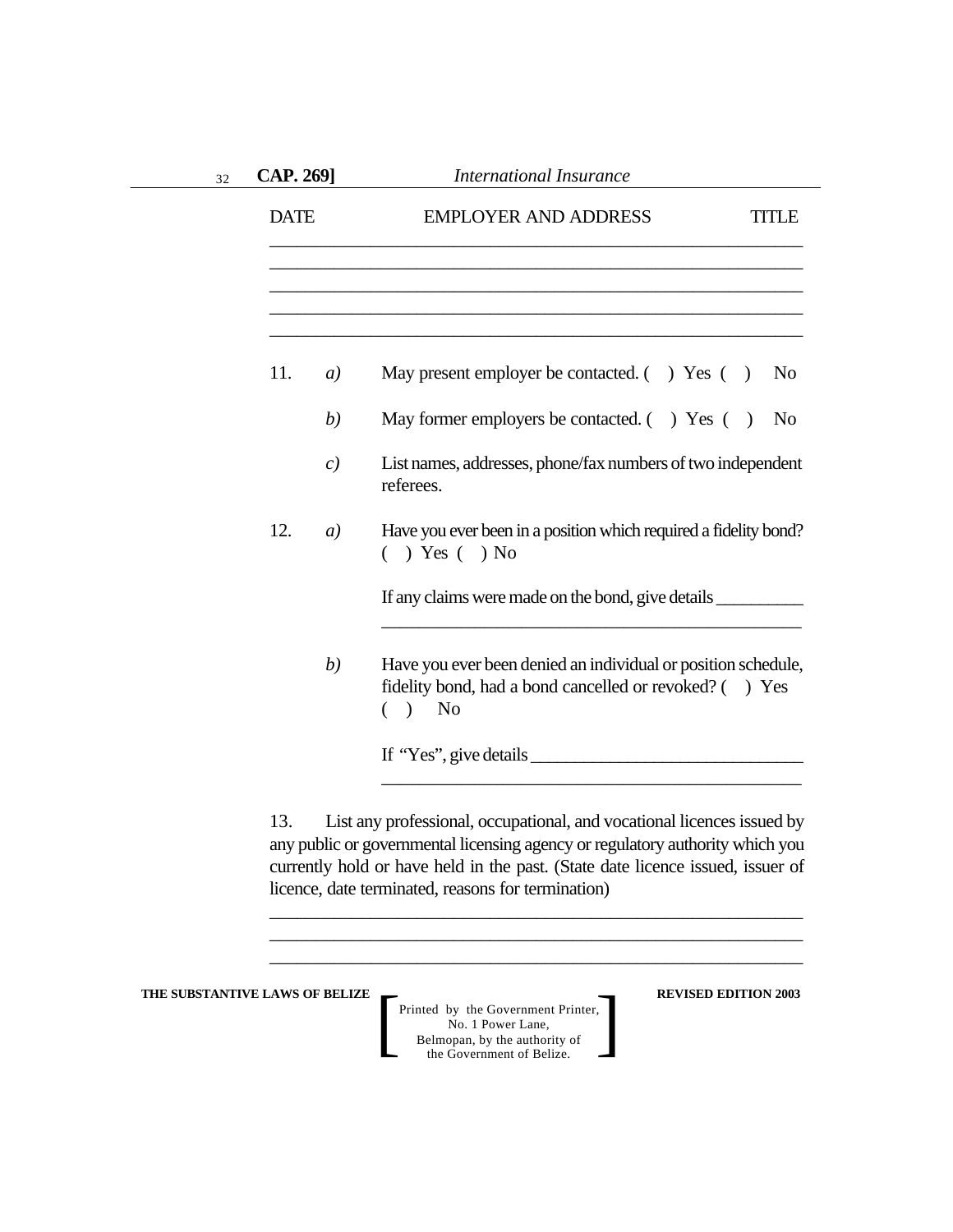| DATE | EMPLOYER AND ADDRESS | TITLE |
|---|---|---|
| | | |
| | | |
| | | |
| | | |
| | | |

11. *a)* May present employer be contacted. ( ) Yes ( ) No

*b)* May former employers be contacted. ( ) Yes ( ) No

*c)* List names, addresses, phone/fax numbers of two independent referees.

12. *a)* Have you ever been in a position which required a fidelity bond? ( ) Yes ( ) No

If any claims were made on the bond, give details __________

_______________________________________________

*b)* Have you ever been denied an individual or position schedule, fidelity bond, had a bond cancelled or revoked? ( ) Yes ( ) No

If "Yes", give details ______________________________

_______________________________________________

13. List any professional, occupational, and vocational licences issued by any public or governmental licensing agency or regulatory authority which you currently hold or have held in the past. (State date licence issued, issuer of licence, date terminated, reasons for termination)

___________________________________________________________

___________________________________________________________

___________________________________________________________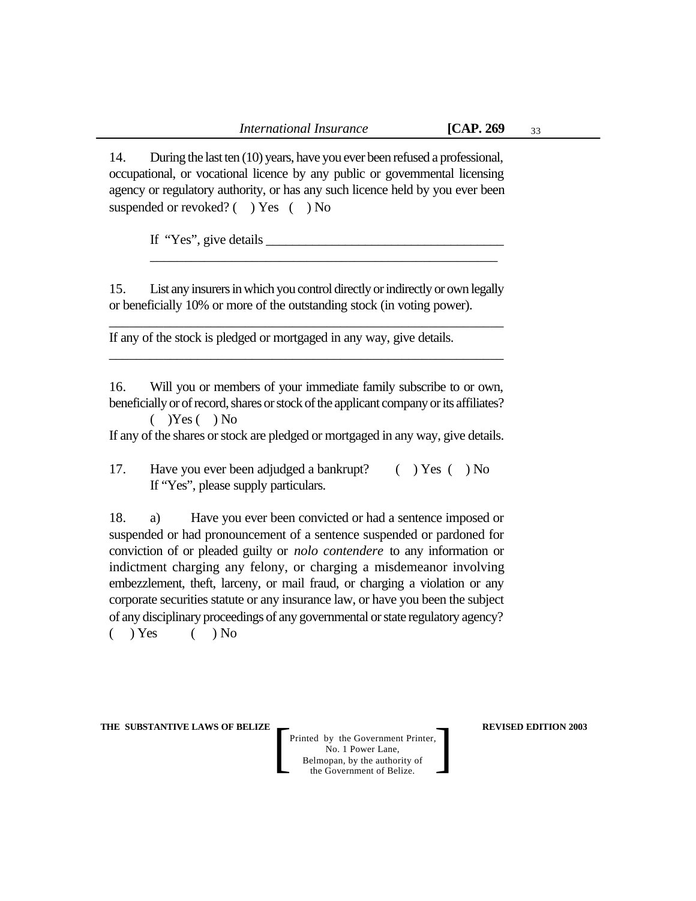14. During the last ten (10) years, have you ever been refused a professional, occupational, or vocational licence by any public or governmental licensing agency or regulatory authority, or has any such licence held by you ever been suspended or revoked? (  ) Yes  (  ) No

If "Yes", give details ___________________________________
___________________________________________________

15. List any insurers in which you control directly or indirectly or own legally or beneficially 10% or more of the outstanding stock (in voting power).

___________________________________________________________

If any of the stock is pledged or mortgaged in any way, give details.

___________________________________________________________

16. Will you or members of your immediate family subscribe to or own, beneficially or of record, shares or stock of the applicant company or its affiliates?
(  )Yes (  ) No

If any of the shares or stock are pledged or mortgaged in any way, give details.

17. Have you ever been adjudged a bankrupt?  (  ) Yes (  ) No
If "Yes", please supply particulars.

18. a) Have you ever been convicted or had a sentence imposed or suspended or had pronouncement of a sentence suspended or pardoned for conviction of or pleaded guilty or *nolo contendere* to any information or indictment charging any felony, or charging a misdemeanor involving embezzlement, theft, larceny, or mail fraud, or charging a violation or any corporate securities statute or any insurance law, or have you been the subject of any disciplinary proceedings of any governmental or state regulatory agency?
(  ) Yes  (  ) No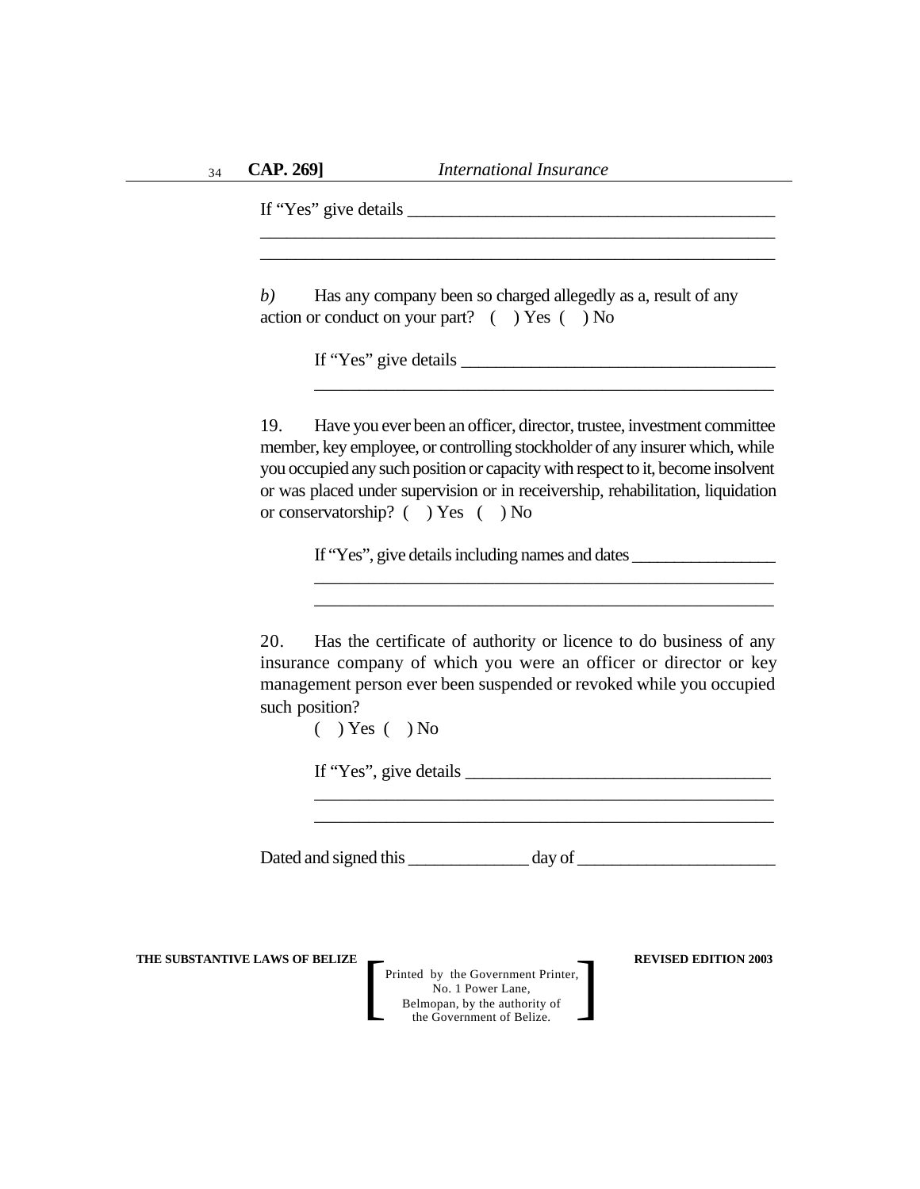If "Yes" give details ________________________________________
__________________________________________________________
__________________________________________________________

*b)* Has any company been so charged allegedly as a, result of any action or conduct on your part? ( ) Yes ( ) No

If "Yes" give details ___________________________________
____________________________________________________

19. Have you ever been an officer, director, trustee, investment committee member, key employee, or controlling stockholder of any insurer which, while you occupied any such position or capacity with respect to it, become insolvent or was placed under supervision or in receivership, rehabilitation, liquidation or conservatorship? ( ) Yes ( ) No

If "Yes", give details including names and dates ________________
____________________________________________________
____________________________________________________

20. Has the certificate of authority or licence to do business of any insurance company of which you were an officer or director or key management person ever been suspended or revoked while you occupied such position?

( ) Yes ( ) No

If "Yes", give details __________________________________
____________________________________________________
____________________________________________________

Dated and signed this _____________ day of ______________________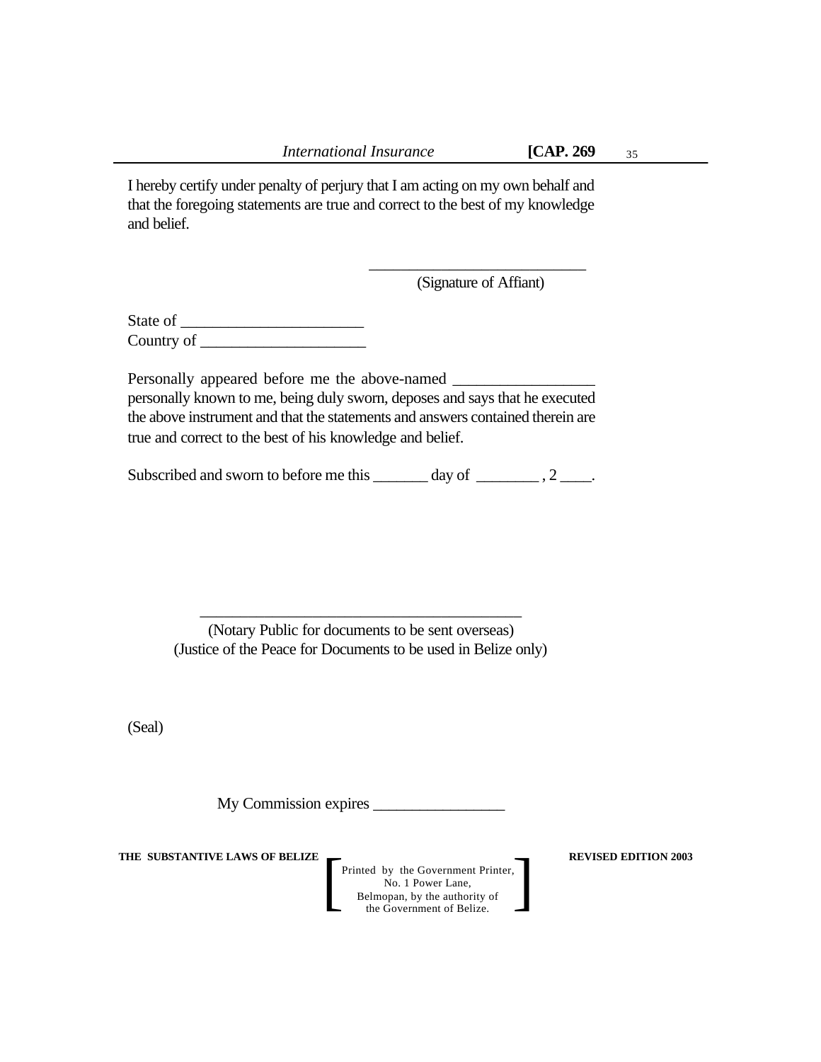I hereby certify under penalty of perjury that I am acting on my own behalf and that the foregoing statements are true and correct to the best of my knowledge and belief.

____________________________
(Signature of Affiant)

State of _______________________
Country of ____________________

Personally appeared before me the above-named _________________ personally known to me, being duly sworn, deposes and says that he executed the above instrument and that the statements and answers contained therein are true and correct to the best of his knowledge and belief.

Subscribed and sworn to before me this _______ day of ________ , 2 ____.

_________________________________________
(Notary Public for documents to be sent overseas)
(Justice of the Peace for Documents to be used in Belize only)

(Seal)

My Commission expires ________________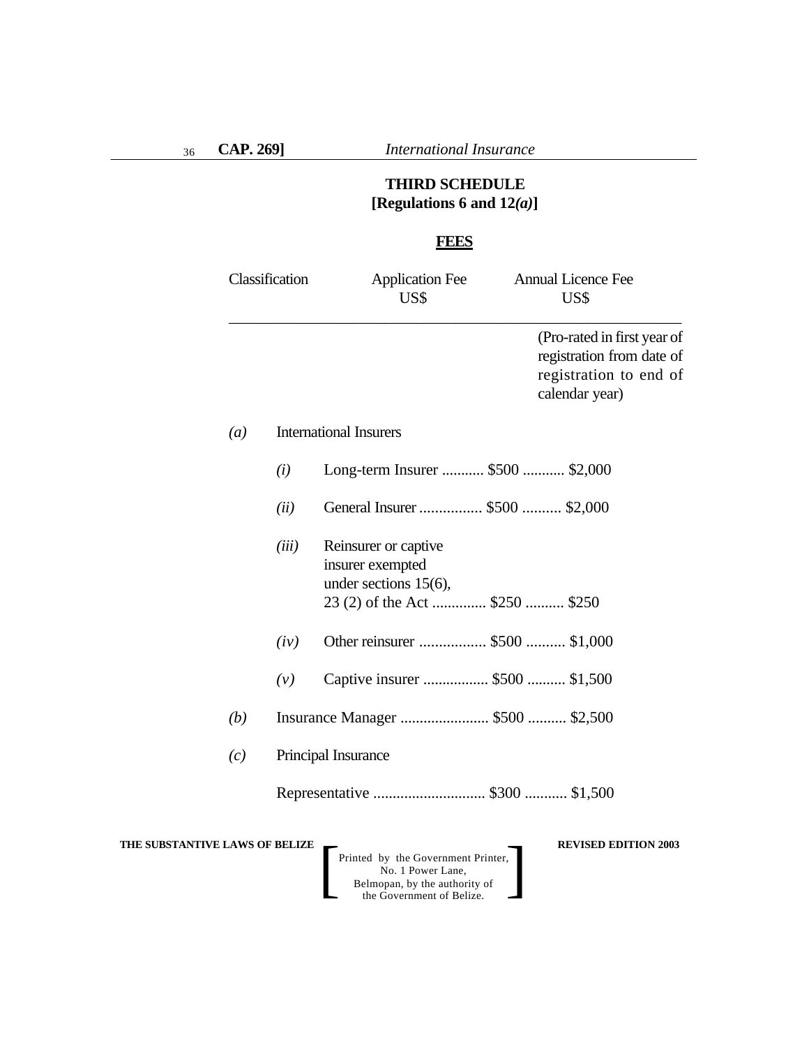## THIRD SCHEDULE
**[Regulations 6 and 12*(a)*]**

### FEES

| Classification | Application Fee US$ | Annual Licence Fee US$ |
|---|---|---|
| | | (Pro-rated in first year of registration from date of registration to end of calendar year) |
| *(a)* International Insurers | | |
| *(i)* Long-term Insurer | $500 | $2,000 |
| *(ii)* General Insurer | $500 | $2,000 |
| *(iii)* Reinsurer or captive insurer exempted under sections 15(6), 23 (2) of the Act | $250 | $250 |
| *(iv)* Other reinsurer | $500 | $1,000 |
| *(v)* Captive insurer | $500 | $1,500 |
| *(b)* Insurance Manager | $500 | $2,500 |
| *(c)* Principal Insurance Representative | $300 | $1,500 |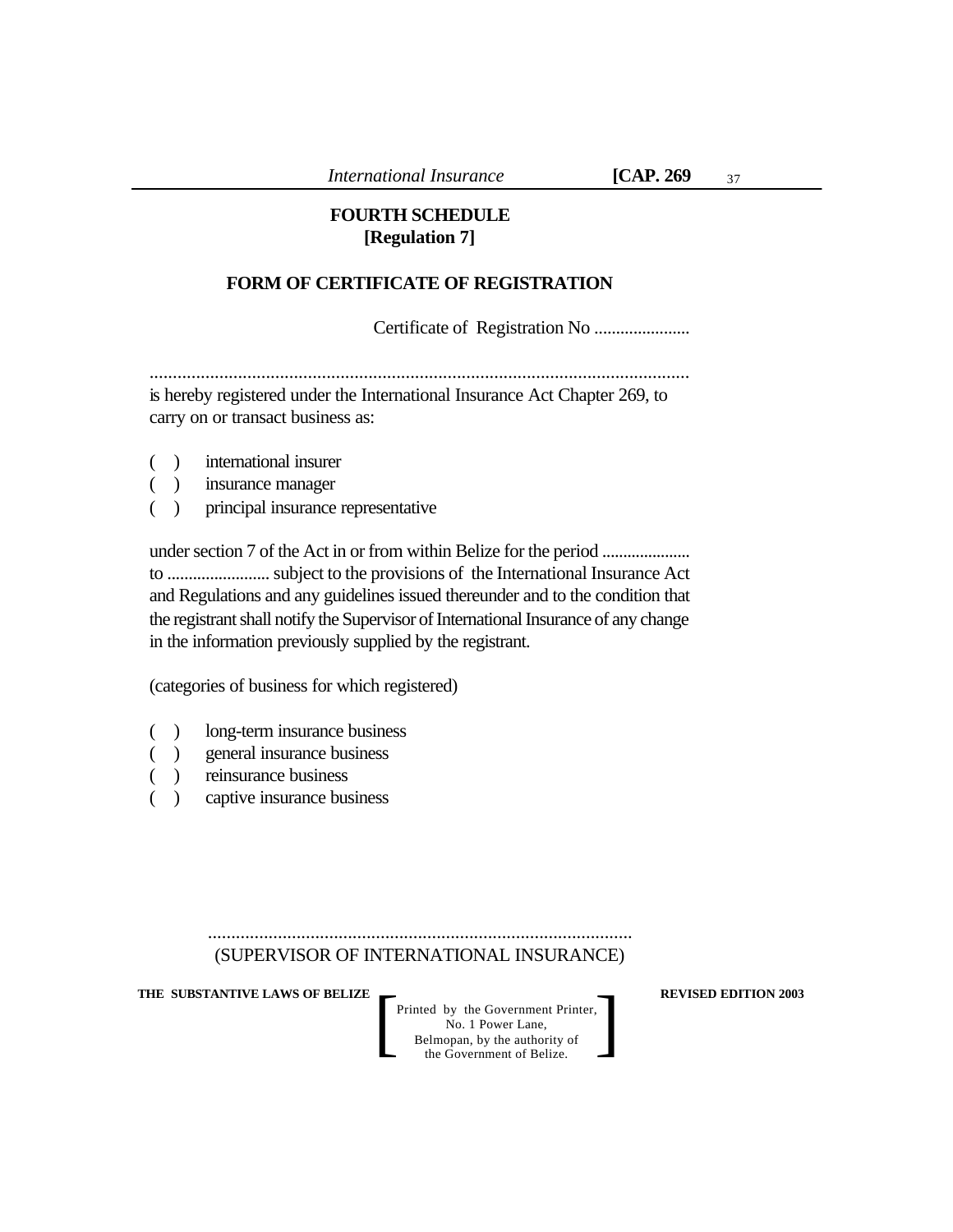## FOURTH SCHEDULE
**[Regulation 7]**

## FORM OF CERTIFICATE OF REGISTRATION

Certificate of Registration No ......................

.....................................................................................................................
is hereby registered under the International Insurance Act Chapter 269, to carry on or transact business as:

( ) international insurer
( ) insurance manager
( ) principal insurance representative

under section 7 of the Act in or from within Belize for the period .................... to ........................ subject to the provisions of the International Insurance Act and Regulations and any guidelines issued thereunder and to the condition that the registrant shall notify the Supervisor of International Insurance of any change in the information previously supplied by the registrant.

(categories of business for which registered)

( ) long-term insurance business
( ) general insurance business
( ) reinsurance business
( ) captive insurance business

..........................................................................................
(SUPERVISOR OF INTERNATIONAL INSURANCE)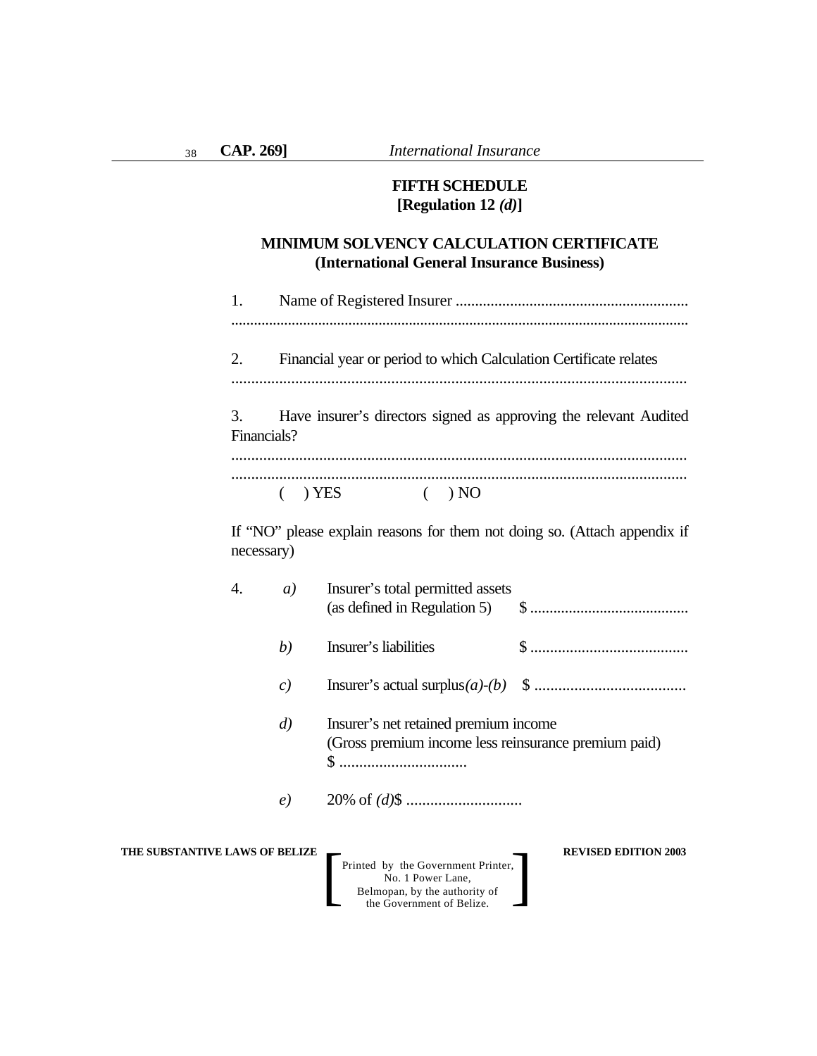## FIFTH SCHEDULE
**[Regulation 12 *(d)*]**

## MINIMUM SOLVENCY CALCULATION CERTIFICATE
**(International General Insurance Business)**

1. Name of Registered Insurer ..........................................................
.......................................................................................................................

2. Financial year or period to which Calculation Certificate relates
.......................................................................................................................

3. Have insurer's directors signed as approving the relevant Audited Financials?
.......................................................................................................................
.......................................................................................................................
( ) YES ( ) NO

If "NO" please explain reasons for them not doing so. (Attach appendix if necessary)

4. *a)* Insurer's total permitted assets (as defined in Regulation 5) $ ........................................

*b)* Insurer's liabilities $ ........................................

*c)* Insurer's actual surplus *(a)*-*(b)* $ ......................................

*d)* Insurer's net retained premium income (Gross premium income less reinsurance premium paid) $ ................................

*e)* 20% of *(d)*$ .............................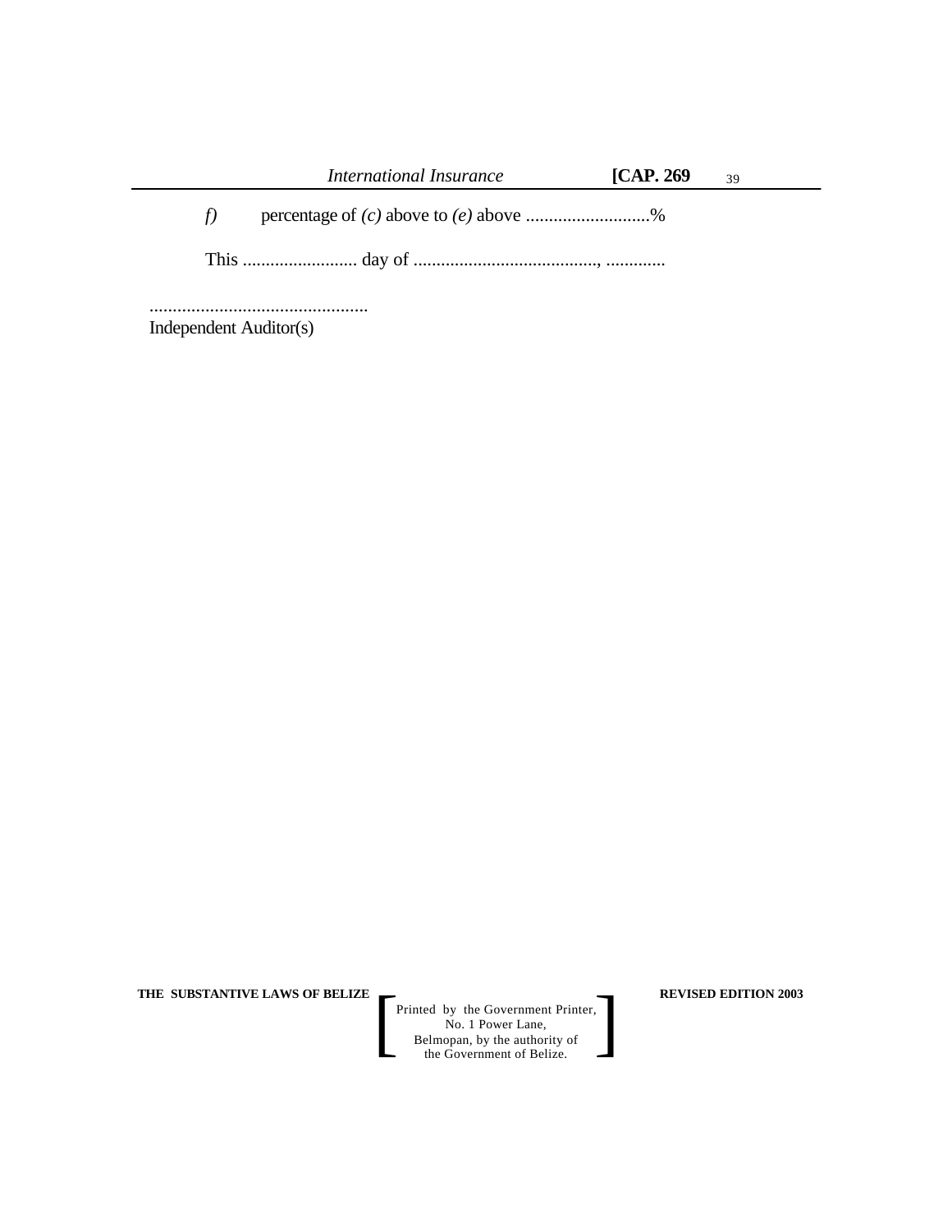*f)* percentage of *(c)* above to *(e)* above ...........................%

This ......................... day of ........................................, .............

...............................................

Independent Auditor(s)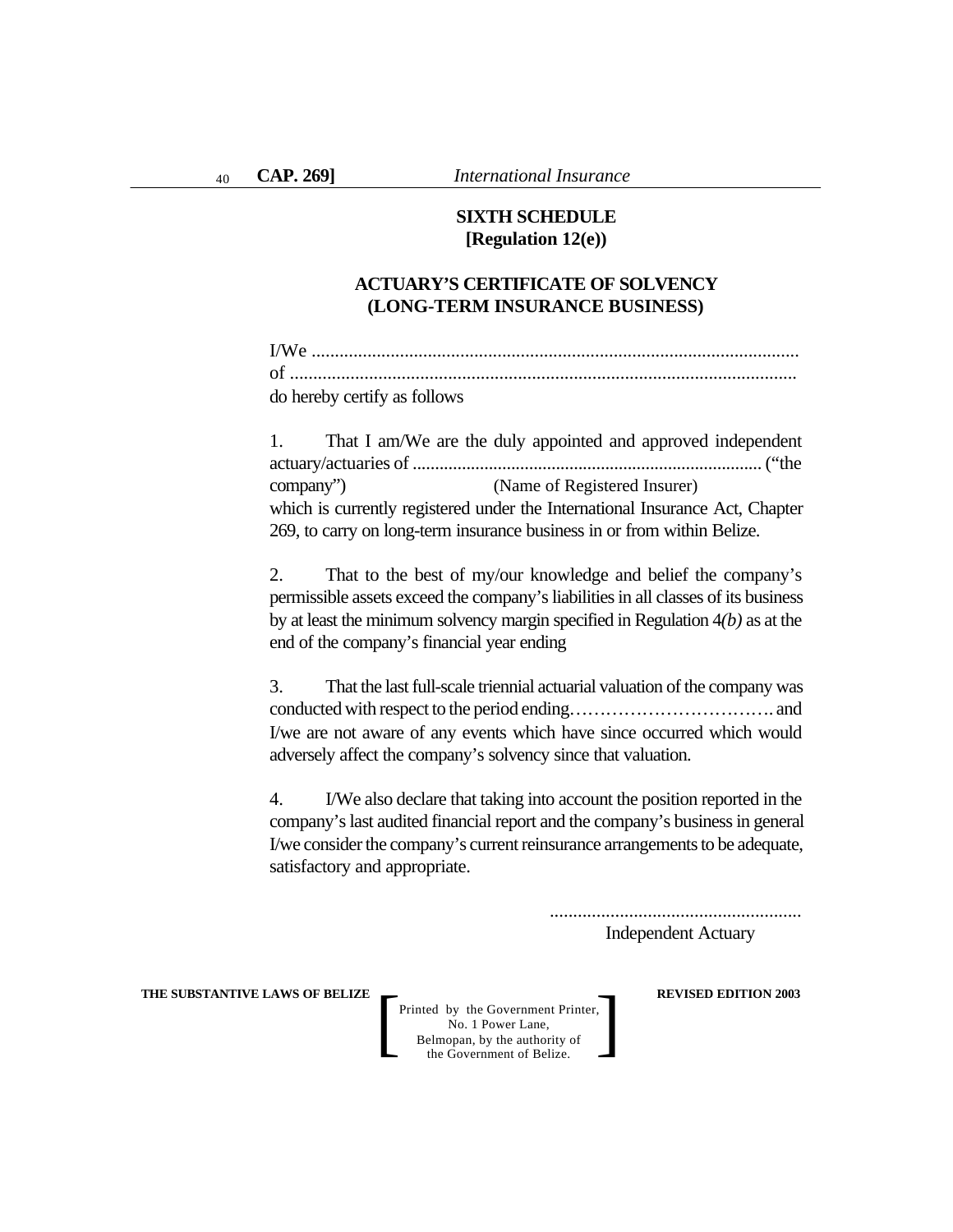## SIXTH SCHEDULE
**[Regulation 12(e))**

## ACTUARY'S CERTIFICATE OF SOLVENCY (LONG-TERM INSURANCE BUSINESS)

I/We ........................................................................................................
of ............................................................................................................
do hereby certify as follows

1. That I am/We are the duly appointed and approved independent actuary/actuaries of ............................................................................ ("the company") (Name of Registered Insurer) which is currently registered under the International Insurance Act, Chapter 269, to carry on long-term insurance business in or from within Belize.

2. That to the best of my/our knowledge and belief the company's permissible assets exceed the company's liabilities in all classes of its business by at least the minimum solvency margin specified in Regulation 4*(b)* as at the end of the company's financial year ending

3. That the last full-scale triennial actuarial valuation of the company was conducted with respect to the period ending……………………………. and I/we are not aware of any events which have since occurred which would adversely affect the company's solvency since that valuation.

4. I/We also declare that taking into account the position reported in the company's last audited financial report and the company's business in general I/we consider the company's current reinsurance arrangements to be adequate, satisfactory and appropriate.

......................................................
Independent Actuary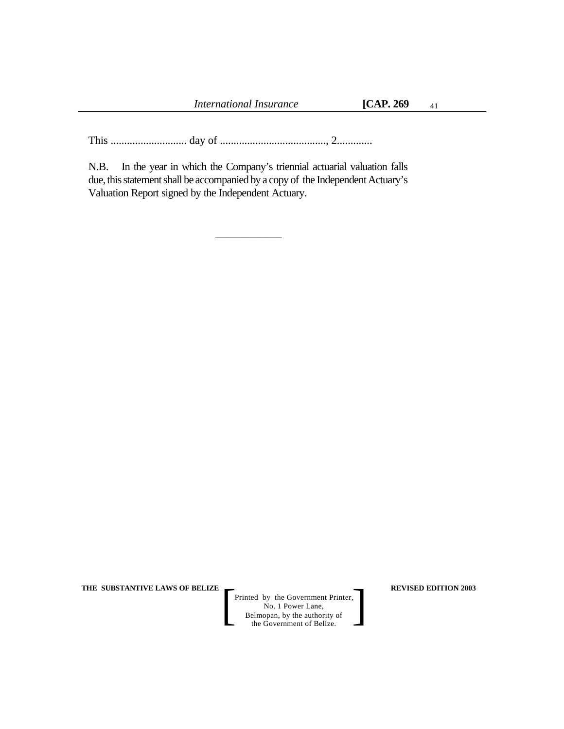This ............................ day of ........................................, 2.............

N.B. In the year in which the Company's triennial actuarial valuation falls due, this statement shall be accompanied by a copy of the Independent Actuary's Valuation Report signed by the Independent Actuary.

\_\_\_\_\_\_\_\_\_\_\_\_